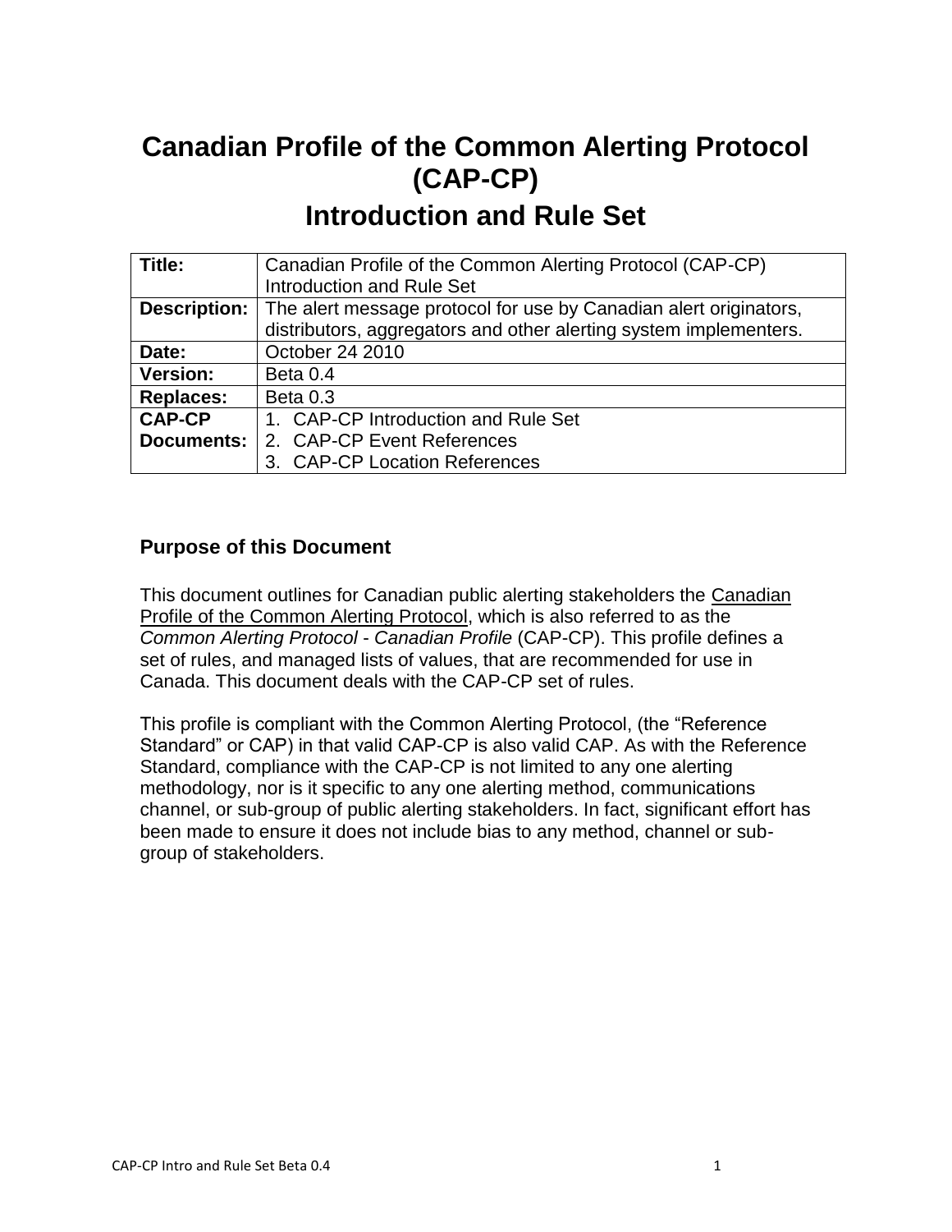# Canadian Profile of the Common Alerting Protocol (CAP-CP)

## Introduction and Rule Set

| **Title:** | Canadian Profile of the Common Alerting Protocol (CAP-CP) Introduction and Rule Set |
|---|---|
| **Description:** | The alert message protocol for use by Canadian alert originators, distributors, aggregators and other alerting system implementers. |
| **Date:** | October 24 2010 |
| **Version:** | Beta 0.4 |
| **Replaces:** | Beta 0.3 |
| **CAP-CP Documents:** | 1. CAP-CP Introduction and Rule Set<br>2. CAP-CP Event References<br>3. CAP-CP Location References |

### Purpose of this Document

This document outlines for Canadian public alerting stakeholders the Canadian Profile of the Common Alerting Protocol, which is also referred to as the *Common Alerting Protocol - Canadian Profile* (CAP-CP). This profile defines a set of rules, and managed lists of values, that are recommended for use in Canada. This document deals with the CAP-CP set of rules.

This profile is compliant with the Common Alerting Protocol, (the "Reference Standard" or CAP) in that valid CAP-CP is also valid CAP. As with the Reference Standard, compliance with the CAP-CP is not limited to any one alerting methodology, nor is it specific to any one alerting method, communications channel, or sub-group of public alerting stakeholders. In fact, significant effort has been made to ensure it does not include bias to any method, channel or sub-group of stakeholders.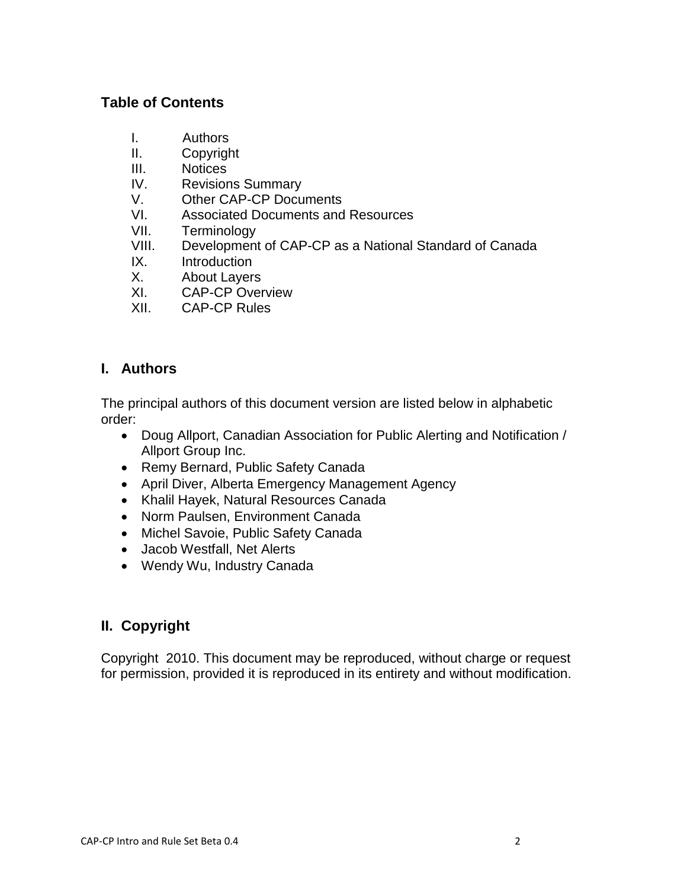## Table of Contents

I. Authors
II. Copyright
III. Notices
IV. Revisions Summary
V. Other CAP-CP Documents
VI. Associated Documents and Resources
VII. Terminology
VIII. Development of CAP-CP as a National Standard of Canada
IX. Introduction
X. About Layers
XI. CAP-CP Overview
XII. CAP-CP Rules

## I. Authors

The principal authors of this document version are listed below in alphabetic order:

- Doug Allport, Canadian Association for Public Alerting and Notification / Allport Group Inc.
- Remy Bernard, Public Safety Canada
- April Diver, Alberta Emergency Management Agency
- Khalil Hayek, Natural Resources Canada
- Norm Paulsen, Environment Canada
- Michel Savoie, Public Safety Canada
- Jacob Westfall, Net Alerts
- Wendy Wu, Industry Canada

## II. Copyright

Copyright 2010. This document may be reproduced, without charge or request for permission, provided it is reproduced in its entirety and without modification.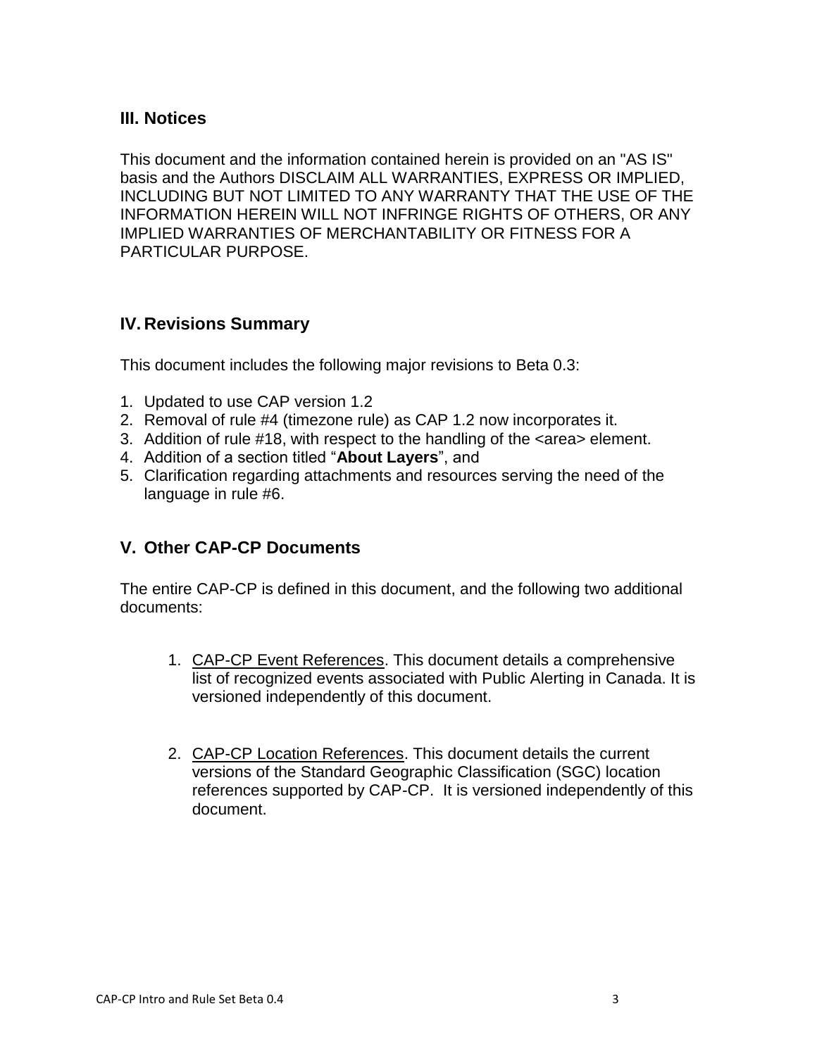## III. Notices

This document and the information contained herein is provided on an "AS IS" basis and the Authors DISCLAIM ALL WARRANTIES, EXPRESS OR IMPLIED, INCLUDING BUT NOT LIMITED TO ANY WARRANTY THAT THE USE OF THE INFORMATION HEREIN WILL NOT INFRINGE RIGHTS OF OTHERS, OR ANY IMPLIED WARRANTIES OF MERCHANTABILITY OR FITNESS FOR A PARTICULAR PURPOSE.

## IV. Revisions Summary

This document includes the following major revisions to Beta 0.3:

1. Updated to use CAP version 1.2
2. Removal of rule #4 (timezone rule) as CAP 1.2 now incorporates it.
3. Addition of rule #18, with respect to the handling of the <area> element.
4. Addition of a section titled "**About Layers**", and
5. Clarification regarding attachments and resources serving the need of the language in rule #6.

## V. Other CAP-CP Documents

The entire CAP-CP is defined in this document, and the following two additional documents:

1. CAP-CP Event References. This document details a comprehensive list of recognized events associated with Public Alerting in Canada. It is versioned independently of this document.

2. CAP-CP Location References. This document details the current versions of the Standard Geographic Classification (SGC) location references supported by CAP-CP. It is versioned independently of this document.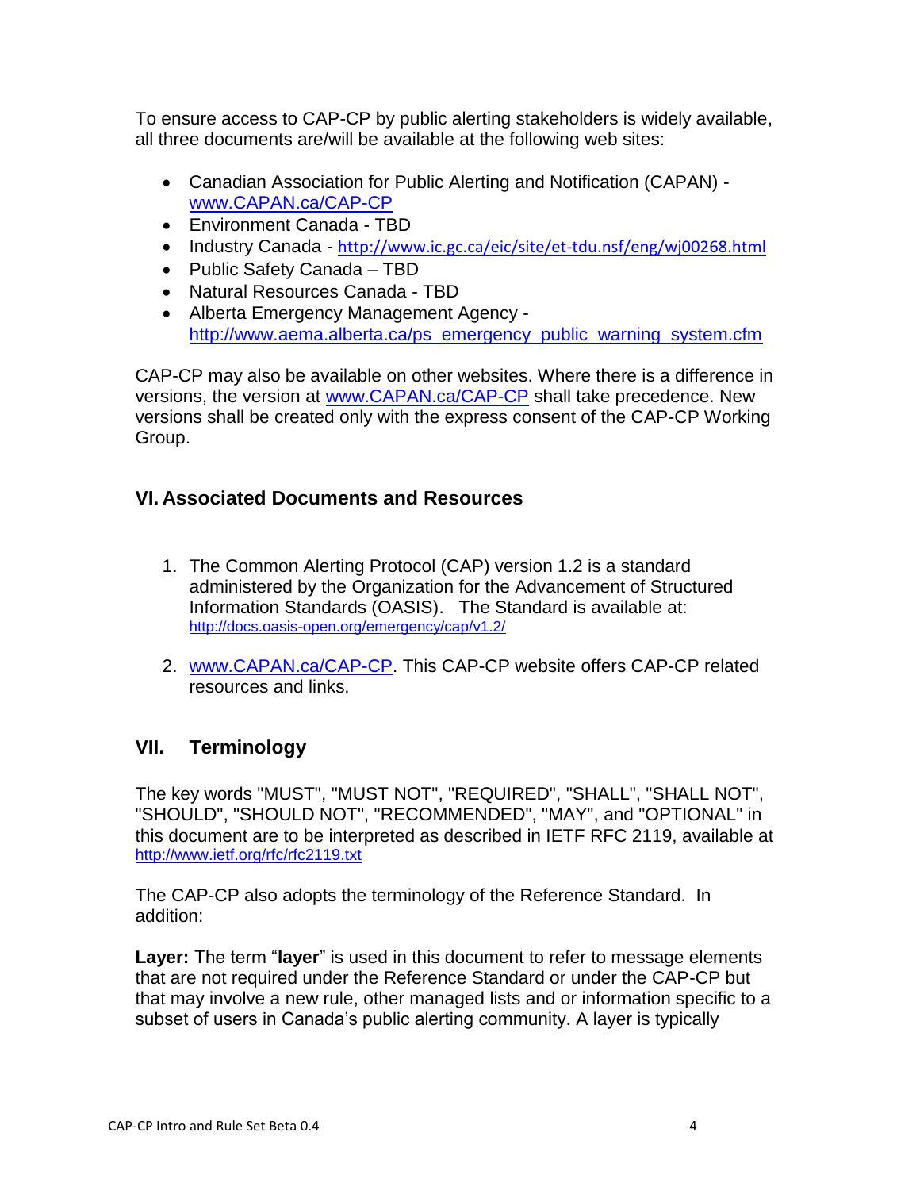To ensure access to CAP-CP by public alerting stakeholders is widely available, all three documents are/will be available at the following web sites:

- Canadian Association for Public Alerting and Notification (CAPAN) - [www.CAPAN.ca/CAP-CP](www.CAPAN.ca/CAP-CP)
- Environment Canada - TBD
- Industry Canada - [http://www.ic.gc.ca/eic/site/et-tdu.nsf/eng/wj00268.html](http://www.ic.gc.ca/eic/site/et-tdu.nsf/eng/wj00268.html)
- Public Safety Canada – TBD
- Natural Resources Canada - TBD
- Alberta Emergency Management Agency - [http://www.aema.alberta.ca/ps_emergency_public_warning_system.cfm](http://www.aema.alberta.ca/ps_emergency_public_warning_system.cfm)

CAP-CP may also be available on other websites. Where there is a difference in versions, the version at [www.CAPAN.ca/CAP-CP](www.CAPAN.ca/CAP-CP) shall take precedence. New versions shall be created only with the express consent of the CAP-CP Working Group.

## VI. Associated Documents and Resources

1. The Common Alerting Protocol (CAP) version 1.2 is a standard administered by the Organization for the Advancement of Structured Information Standards (OASIS). The Standard is available at: [http://docs.oasis-open.org/emergency/cap/v1.2/](http://docs.oasis-open.org/emergency/cap/v1.2/)

2. [www.CAPAN.ca/CAP-CP](www.CAPAN.ca/CAP-CP). This CAP-CP website offers CAP-CP related resources and links.

## VII. Terminology

The key words "MUST", "MUST NOT", "REQUIRED", "SHALL", "SHALL NOT", "SHOULD", "SHOULD NOT", "RECOMMENDED", "MAY", and "OPTIONAL" in this document are to be interpreted as described in IETF RFC 2119, available at [http://www.ietf.org/rfc/rfc2119.txt](http://www.ietf.org/rfc/rfc2119.txt)

The CAP-CP also adopts the terminology of the Reference Standard. In addition:

**Layer:** The term "**layer**" is used in this document to refer to message elements that are not required under the Reference Standard or under the CAP-CP but that may involve a new rule, other managed lists and or information specific to a subset of users in Canada's public alerting community. A layer is typically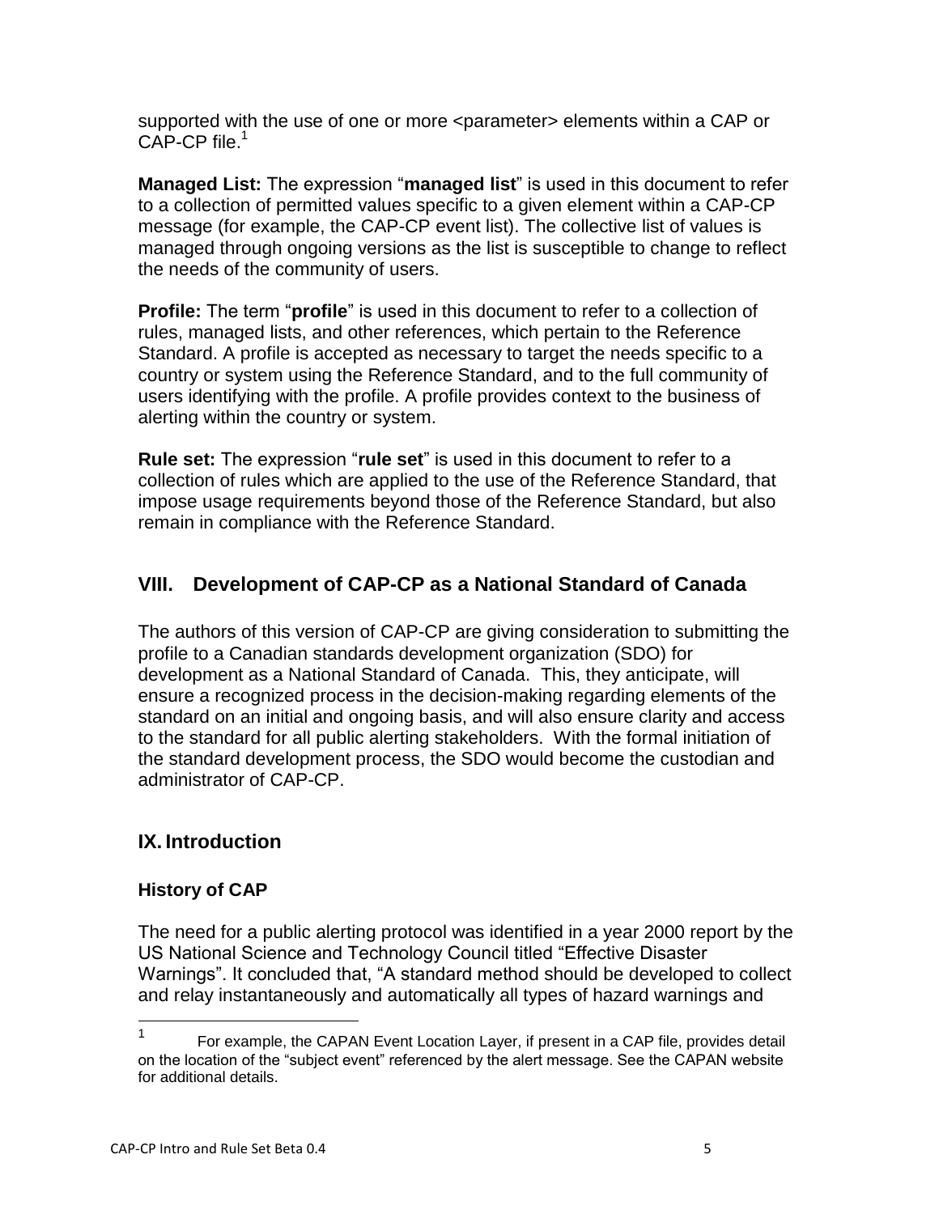supported with the use of one or more <parameter> elements within a CAP or CAP-CP file.[1]

**Managed List:** The expression "**managed list**" is used in this document to refer to a collection of permitted values specific to a given element within a CAP-CP message (for example, the CAP-CP event list). The collective list of values is managed through ongoing versions as the list is susceptible to change to reflect the needs of the community of users.

**Profile:** The term "**profile**" is used in this document to refer to a collection of rules, managed lists, and other references, which pertain to the Reference Standard. A profile is accepted as necessary to target the needs specific to a country or system using the Reference Standard, and to the full community of users identifying with the profile. A profile provides context to the business of alerting within the country or system.

**Rule set:** The expression "**rule set**" is used in this document to refer to a collection of rules which are applied to the use of the Reference Standard, that impose usage requirements beyond those of the Reference Standard, but also remain in compliance with the Reference Standard.

## VIII. Development of CAP-CP as a National Standard of Canada

The authors of this version of CAP-CP are giving consideration to submitting the profile to a Canadian standards development organization (SDO) for development as a National Standard of Canada. This, they anticipate, will ensure a recognized process in the decision-making regarding elements of the standard on an initial and ongoing basis, and will also ensure clarity and access to the standard for all public alerting stakeholders. With the formal initiation of the standard development process, the SDO would become the custodian and administrator of CAP-CP.

## IX. Introduction

### History of CAP

The need for a public alerting protocol was identified in a year 2000 report by the US National Science and Technology Council titled "Effective Disaster Warnings". It concluded that, "A standard method should be developed to collect and relay instantaneously and automatically all types of hazard warnings and

---

[1] For example, the CAPAN Event Location Layer, if present in a CAP file, provides detail on the location of the "subject event" referenced by the alert message. See the CAPAN website for additional details.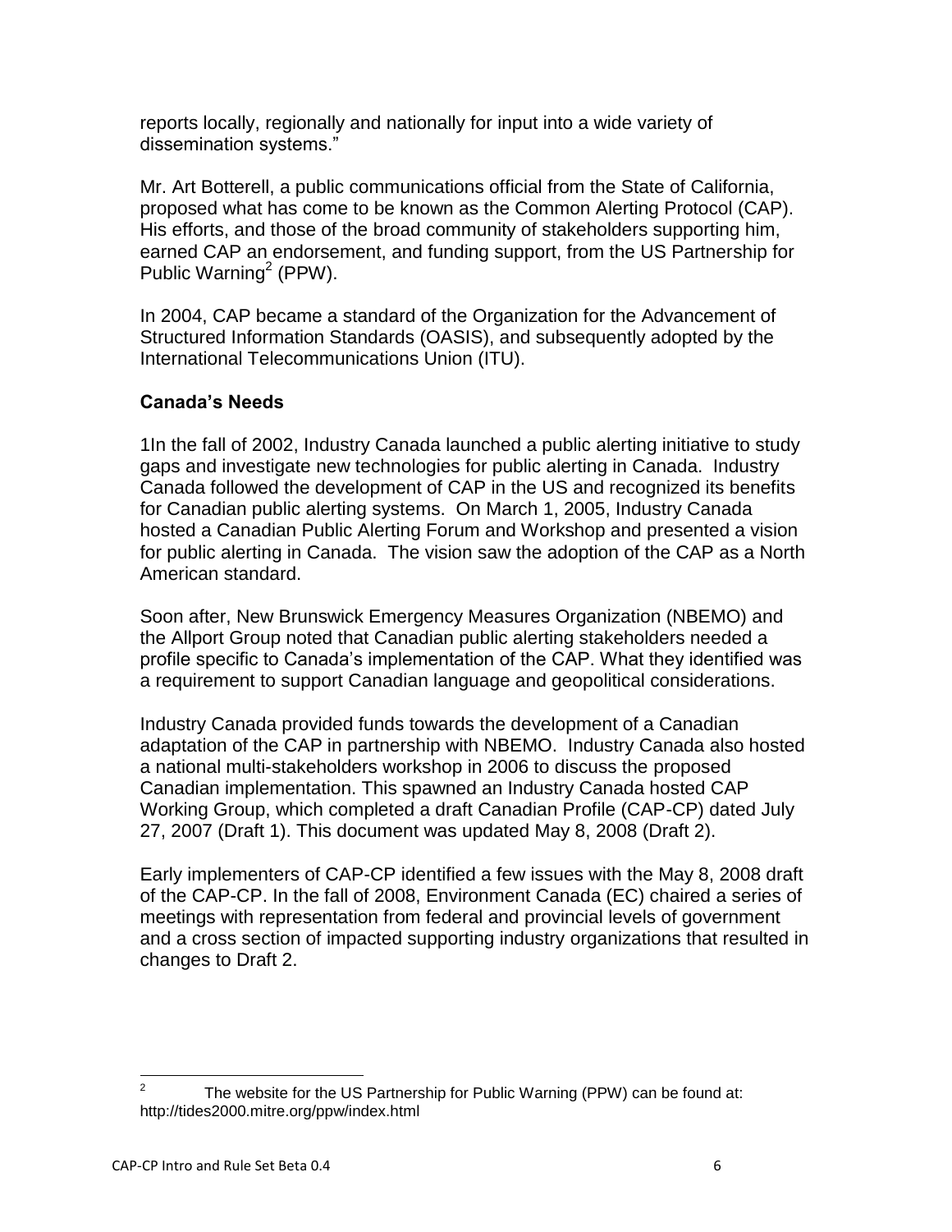reports locally, regionally and nationally for input into a wide variety of dissemination systems."

Mr. Art Botterell, a public communications official from the State of California, proposed what has come to be known as the Common Alerting Protocol (CAP). His efforts, and those of the broad community of stakeholders supporting him, earned CAP an endorsement, and funding support, from the US Partnership for Public Warning[2] (PPW).

In 2004, CAP became a standard of the Organization for the Advancement of Structured Information Standards (OASIS), and subsequently adopted by the International Telecommunications Union (ITU).

### Canada's Needs

1In the fall of 2002, Industry Canada launched a public alerting initiative to study gaps and investigate new technologies for public alerting in Canada. Industry Canada followed the development of CAP in the US and recognized its benefits for Canadian public alerting systems. On March 1, 2005, Industry Canada hosted a Canadian Public Alerting Forum and Workshop and presented a vision for public alerting in Canada. The vision saw the adoption of the CAP as a North American standard.

Soon after, New Brunswick Emergency Measures Organization (NBEMO) and the Allport Group noted that Canadian public alerting stakeholders needed a profile specific to Canada's implementation of the CAP. What they identified was a requirement to support Canadian language and geopolitical considerations.

Industry Canada provided funds towards the development of a Canadian adaptation of the CAP in partnership with NBEMO. Industry Canada also hosted a national multi-stakeholders workshop in 2006 to discuss the proposed Canadian implementation. This spawned an Industry Canada hosted CAP Working Group, which completed a draft Canadian Profile (CAP-CP) dated July 27, 2007 (Draft 1). This document was updated May 8, 2008 (Draft 2).

Early implementers of CAP-CP identified a few issues with the May 8, 2008 draft of the CAP-CP. In the fall of 2008, Environment Canada (EC) chaired a series of meetings with representation from federal and provincial levels of government and a cross section of impacted supporting industry organizations that resulted in changes to Draft 2.

---

[2] The website for the US Partnership for Public Warning (PPW) can be found at: http://tides2000.mitre.org/ppw/index.html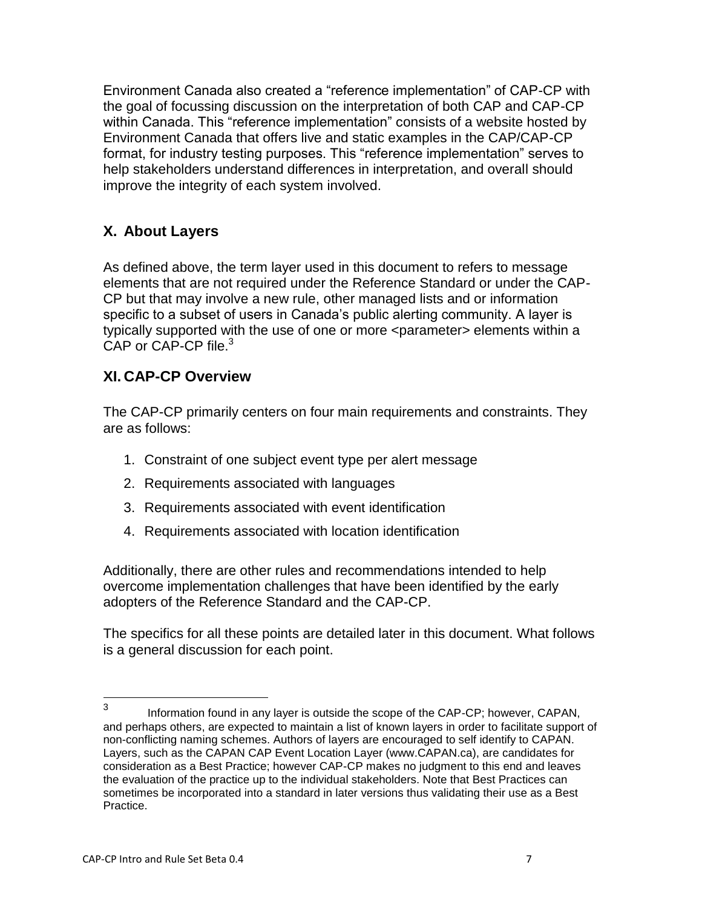Environment Canada also created a “reference implementation” of CAP-CP with the goal of focussing discussion on the interpretation of both CAP and CAP-CP within Canada. This “reference implementation” consists of a website hosted by Environment Canada that offers live and static examples in the CAP/CAP-CP format, for industry testing purposes. This “reference implementation” serves to help stakeholders understand differences in interpretation, and overall should improve the integrity of each system involved.

## X. About Layers

As defined above, the term layer used in this document to refers to message elements that are not required under the Reference Standard or under the CAP-CP but that may involve a new rule, other managed lists and or information specific to a subset of users in Canada’s public alerting community. A layer is typically supported with the use of one or more <parameter> elements within a CAP or CAP-CP file.[3]

## XI. CAP-CP Overview

The CAP-CP primarily centers on four main requirements and constraints. They are as follows:

1. Constraint of one subject event type per alert message
2. Requirements associated with languages
3. Requirements associated with event identification
4. Requirements associated with location identification

Additionally, there are other rules and recommendations intended to help overcome implementation challenges that have been identified by the early adopters of the Reference Standard and the CAP-CP.

The specifics for all these points are detailed later in this document. What follows is a general discussion for each point.

[3] Information found in any layer is outside the scope of the CAP-CP; however, CAPAN, and perhaps others, are expected to maintain a list of known layers in order to facilitate support of non-conflicting naming schemes. Authors of layers are encouraged to self identify to CAPAN. Layers, such as the CAPAN CAP Event Location Layer (www.CAPAN.ca), are candidates for consideration as a Best Practice; however CAP-CP makes no judgment to this end and leaves the evaluation of the practice up to the individual stakeholders. Note that Best Practices can sometimes be incorporated into a standard in later versions thus validating their use as a Best Practice.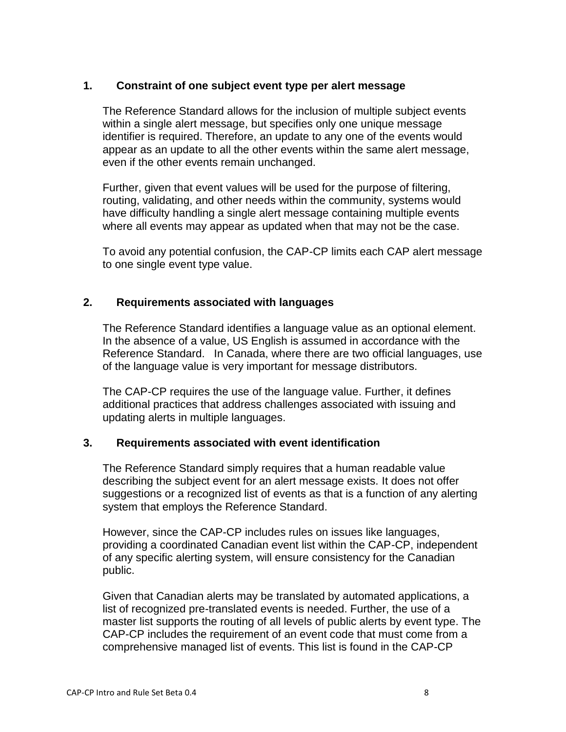## 1. Constraint of one subject event type per alert message

The Reference Standard allows for the inclusion of multiple subject events within a single alert message, but specifies only one unique message identifier is required. Therefore, an update to any one of the events would appear as an update to all the other events within the same alert message, even if the other events remain unchanged.

Further, given that event values will be used for the purpose of filtering, routing, validating, and other needs within the community, systems would have difficulty handling a single alert message containing multiple events where all events may appear as updated when that may not be the case.

To avoid any potential confusion, the CAP-CP limits each CAP alert message to one single event type value.

## 2. Requirements associated with languages

The Reference Standard identifies a language value as an optional element. In the absence of a value, US English is assumed in accordance with the Reference Standard. In Canada, where there are two official languages, use of the language value is very important for message distributors.

The CAP-CP requires the use of the language value. Further, it defines additional practices that address challenges associated with issuing and updating alerts in multiple languages.

## 3. Requirements associated with event identification

The Reference Standard simply requires that a human readable value describing the subject event for an alert message exists. It does not offer suggestions or a recognized list of events as that is a function of any alerting system that employs the Reference Standard.

However, since the CAP-CP includes rules on issues like languages, providing a coordinated Canadian event list within the CAP-CP, independent of any specific alerting system, will ensure consistency for the Canadian public.

Given that Canadian alerts may be translated by automated applications, a list of recognized pre-translated events is needed. Further, the use of a master list supports the routing of all levels of public alerts by event type. The CAP-CP includes the requirement of an event code that must come from a comprehensive managed list of events. This list is found in the CAP-CP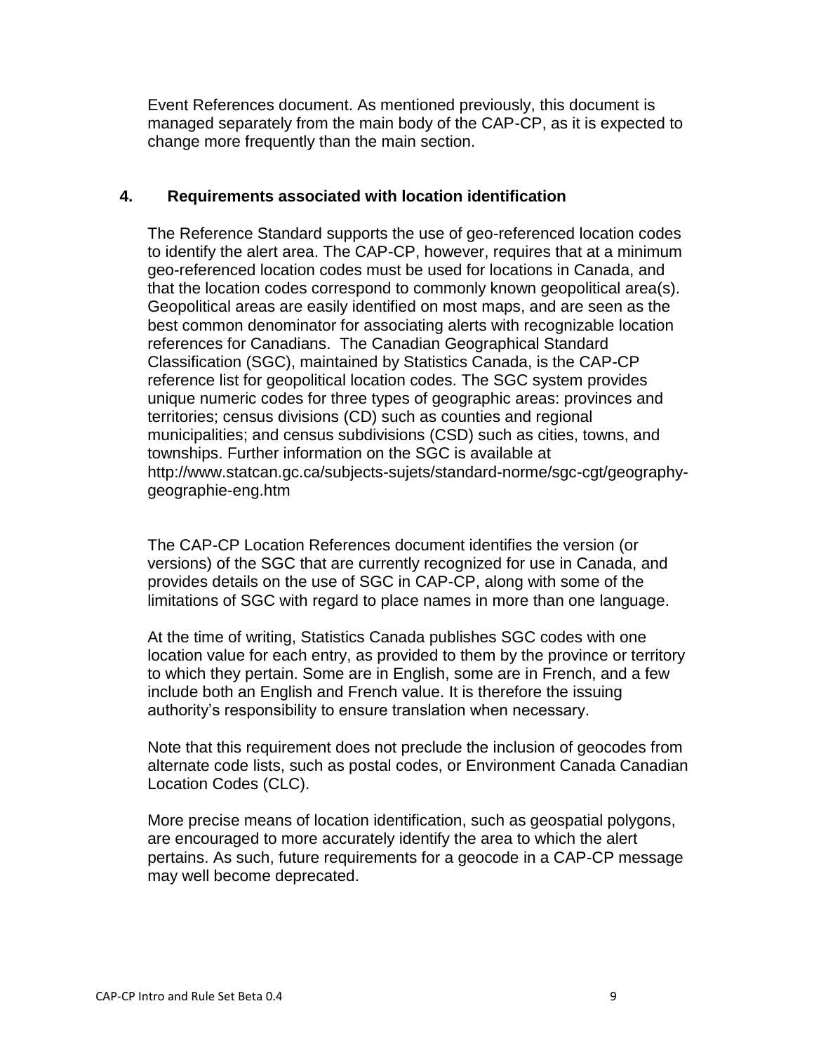Event References document. As mentioned previously, this document is managed separately from the main body of the CAP-CP, as it is expected to change more frequently than the main section.

## 4. Requirements associated with location identification

The Reference Standard supports the use of geo-referenced location codes to identify the alert area. The CAP-CP, however, requires that at a minimum geo-referenced location codes must be used for locations in Canada, and that the location codes correspond to commonly known geopolitical area(s). Geopolitical areas are easily identified on most maps, and are seen as the best common denominator for associating alerts with recognizable location references for Canadians. The Canadian Geographical Standard Classification (SGC), maintained by Statistics Canada, is the CAP-CP reference list for geopolitical location codes. The SGC system provides unique numeric codes for three types of geographic areas: provinces and territories; census divisions (CD) such as counties and regional municipalities; and census subdivisions (CSD) such as cities, towns, and townships. Further information on the SGC is available at http://www.statcan.gc.ca/subjects-sujets/standard-norme/sgc-cgt/geography-geographie-eng.htm

The CAP-CP Location References document identifies the version (or versions) of the SGC that are currently recognized for use in Canada, and provides details on the use of SGC in CAP-CP, along with some of the limitations of SGC with regard to place names in more than one language.

At the time of writing, Statistics Canada publishes SGC codes with one location value for each entry, as provided to them by the province or territory to which they pertain. Some are in English, some are in French, and a few include both an English and French value. It is therefore the issuing authority's responsibility to ensure translation when necessary.

Note that this requirement does not preclude the inclusion of geocodes from alternate code lists, such as postal codes, or Environment Canada Canadian Location Codes (CLC).

More precise means of location identification, such as geospatial polygons, are encouraged to more accurately identify the area to which the alert pertains. As such, future requirements for a geocode in a CAP-CP message may well become deprecated.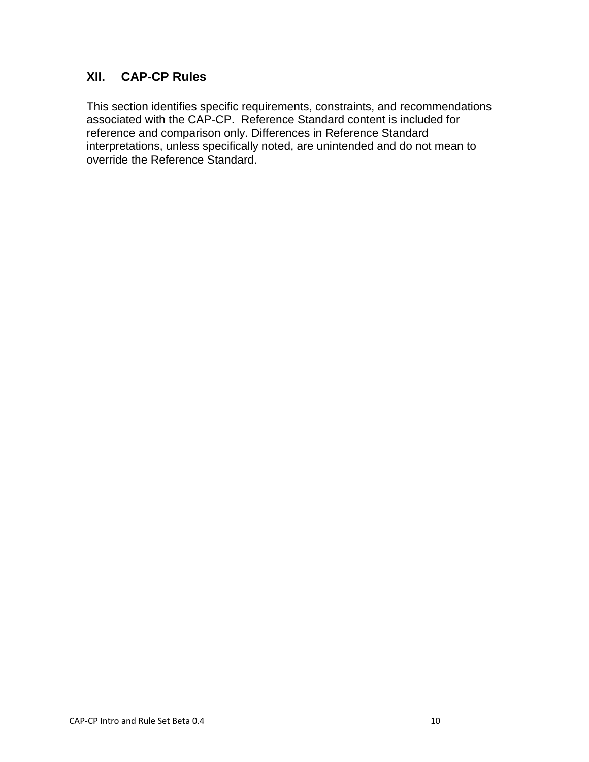## XII. CAP-CP Rules

This section identifies specific requirements, constraints, and recommendations associated with the CAP-CP.  Reference Standard content is included for reference and comparison only. Differences in Reference Standard interpretations, unless specifically noted, are unintended and do not mean to override the Reference Standard.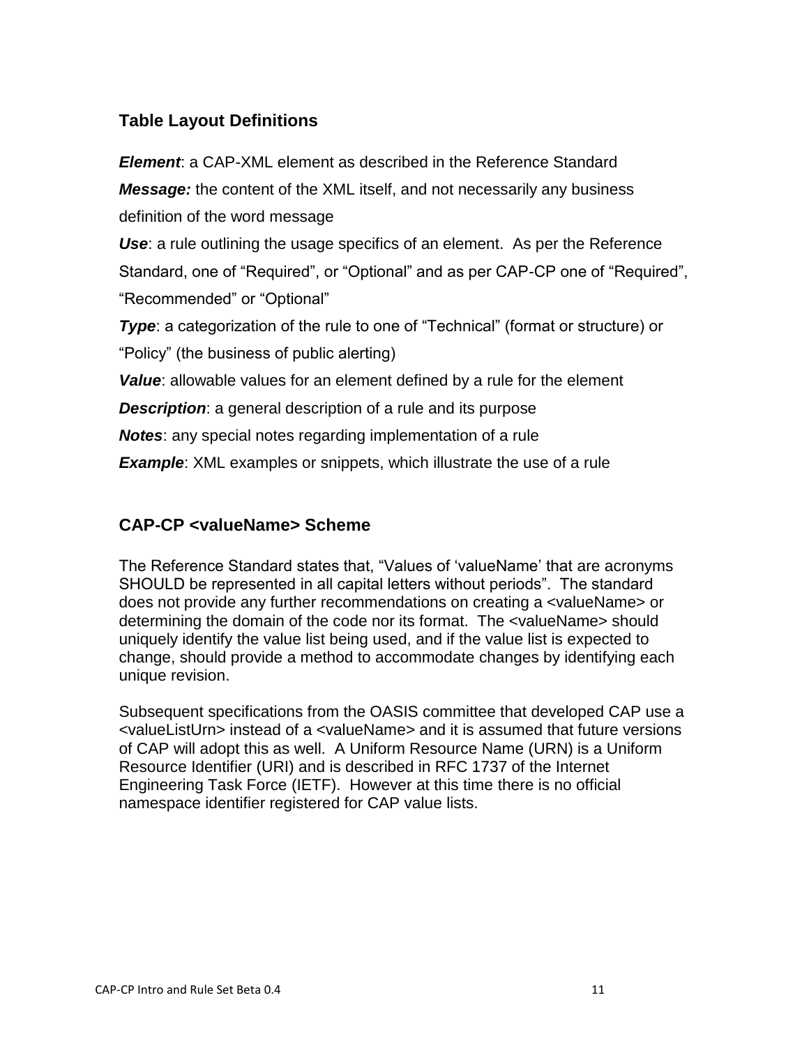## Table Layout Definitions

***Element***: a CAP-XML element as described in the Reference Standard

***Message:*** the content of the XML itself, and not necessarily any business definition of the word message

***Use***: a rule outlining the usage specifics of an element. As per the Reference Standard, one of "Required", or "Optional" and as per CAP-CP one of "Required", "Recommended" or "Optional"

***Type***: a categorization of the rule to one of "Technical" (format or structure) or "Policy" (the business of public alerting)

***Value***: allowable values for an element defined by a rule for the element

***Description***: a general description of a rule and its purpose

***Notes***: any special notes regarding implementation of a rule

***Example***: XML examples or snippets, which illustrate the use of a rule

## CAP-CP <valueName> Scheme

The Reference Standard states that, "Values of 'valueName' that are acronyms SHOULD be represented in all capital letters without periods". The standard does not provide any further recommendations on creating a <valueName> or determining the domain of the code nor its format. The <valueName> should uniquely identify the value list being used, and if the value list is expected to change, should provide a method to accommodate changes by identifying each unique revision.

Subsequent specifications from the OASIS committee that developed CAP use a <valueListUrn> instead of a <valueName> and it is assumed that future versions of CAP will adopt this as well. A Uniform Resource Name (URN) is a Uniform Resource Identifier (URI) and is described in RFC 1737 of the Internet Engineering Task Force (IETF). However at this time there is no official namespace identifier registered for CAP value lists.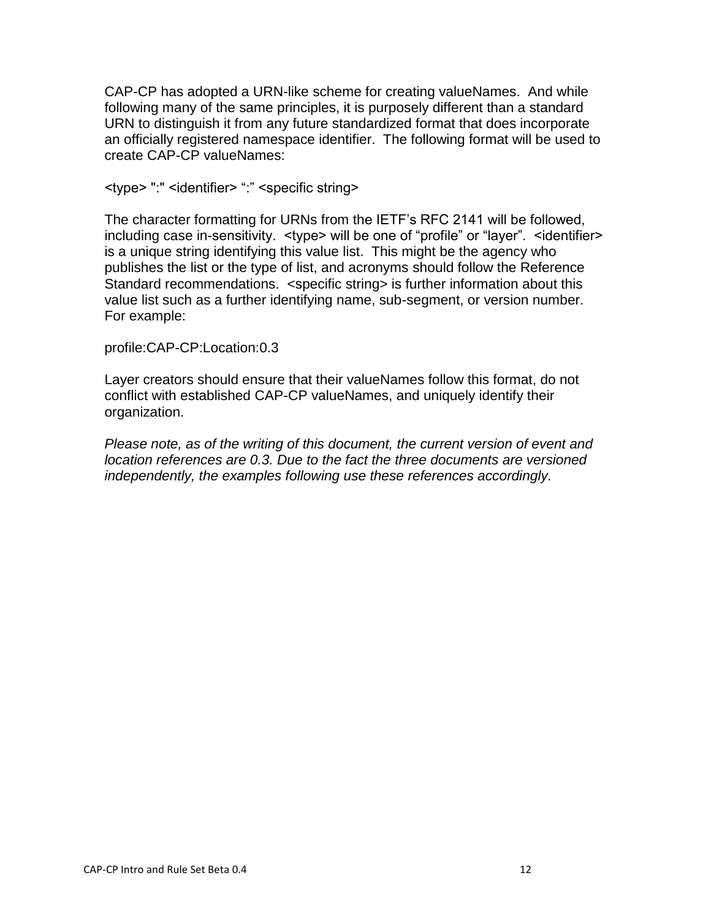CAP-CP has adopted a URN-like scheme for creating valueNames. And while following many of the same principles, it is purposely different than a standard URN to distinguish it from any future standardized format that does incorporate an officially registered namespace identifier. The following format will be used to create CAP-CP valueNames:

<type> ":" <identifier> ":" <specific string>

The character formatting for URNs from the IETF's RFC 2141 will be followed, including case in-sensitivity. <type> will be one of "profile" or "layer". <identifier> is a unique string identifying this value list. This might be the agency who publishes the list or the type of list, and acronyms should follow the Reference Standard recommendations. <specific string> is further information about this value list such as a further identifying name, sub-segment, or version number. For example:

profile:CAP-CP:Location:0.3

Layer creators should ensure that their valueNames follow this format, do not conflict with established CAP-CP valueNames, and uniquely identify their organization.

*Please note, as of the writing of this document, the current version of event and location references are 0.3. Due to the fact the three documents are versioned independently, the examples following use these references accordingly.*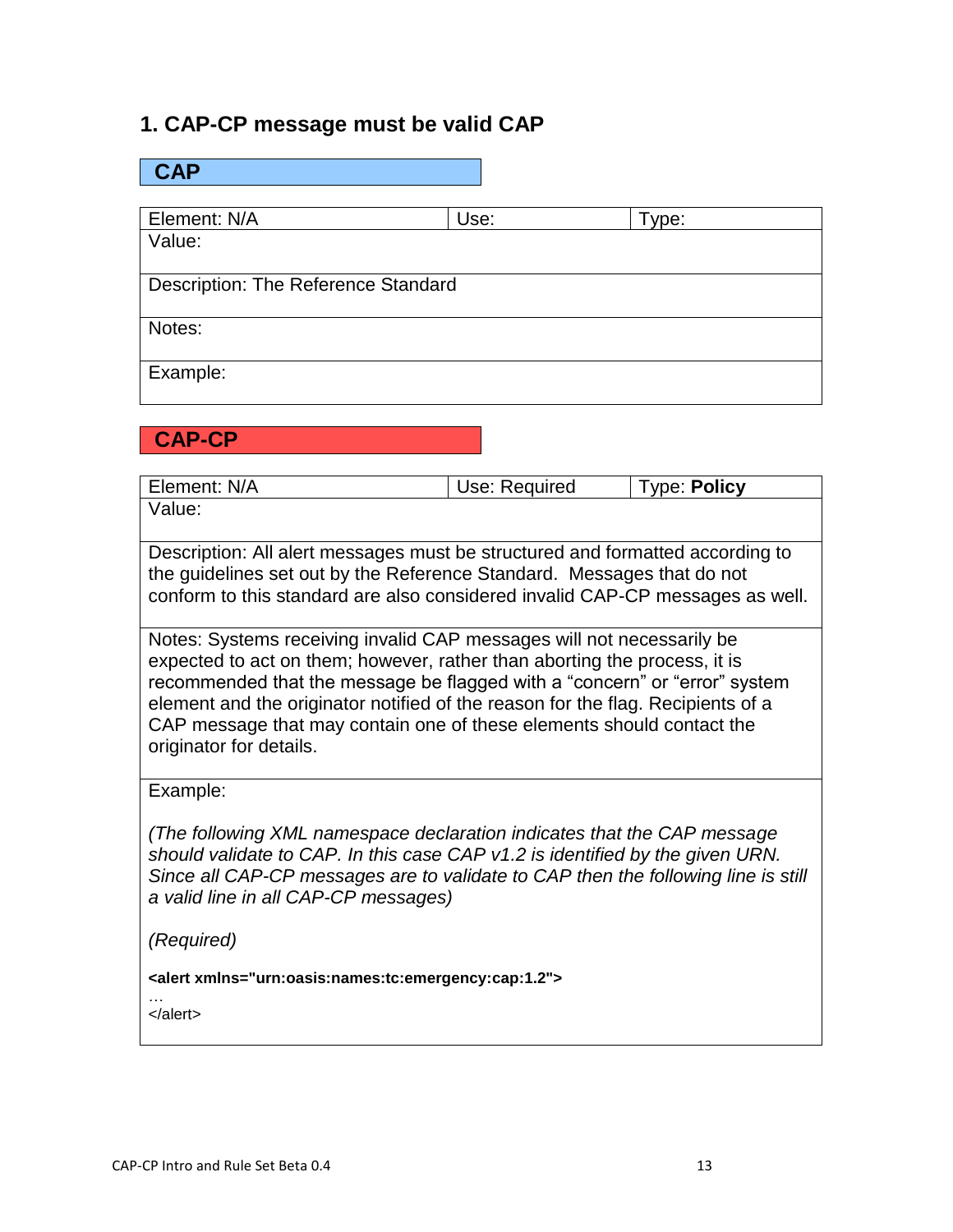## 1. CAP-CP message must be valid CAP

**CAP**

| Element: N/A | Use: | Type: |
|---|---|---|
| Value: | | |
| Description: The Reference Standard | | |
| Notes: | | |
| Example: | | |

**CAP-CP**

| Element: N/A | Use: Required | Type: **Policy** |
|---|---|---|
| Value: | | |
| Description: All alert messages must be structured and formatted according to the guidelines set out by the Reference Standard. Messages that do not conform to this standard are also considered invalid CAP-CP messages as well. | | |
| Notes: Systems receiving invalid CAP messages will not necessarily be expected to act on them; however, rather than aborting the process, it is recommended that the message be flagged with a "concern" or "error" system element and the originator notified of the reason for the flag. Recipients of a CAP message that may contain one of these elements should contact the originator for details. | | |
| Example: *(The following XML namespace declaration indicates that the CAP message should validate to CAP. In this case CAP v1.2 is identified by the given URN. Since all CAP-CP messages are to validate to CAP then the following line is still a valid line in all CAP-CP messages)* *(Required)* **<alert xmlns="urn:oasis:names:tc:emergency:cap:1.2">** … </alert> | | |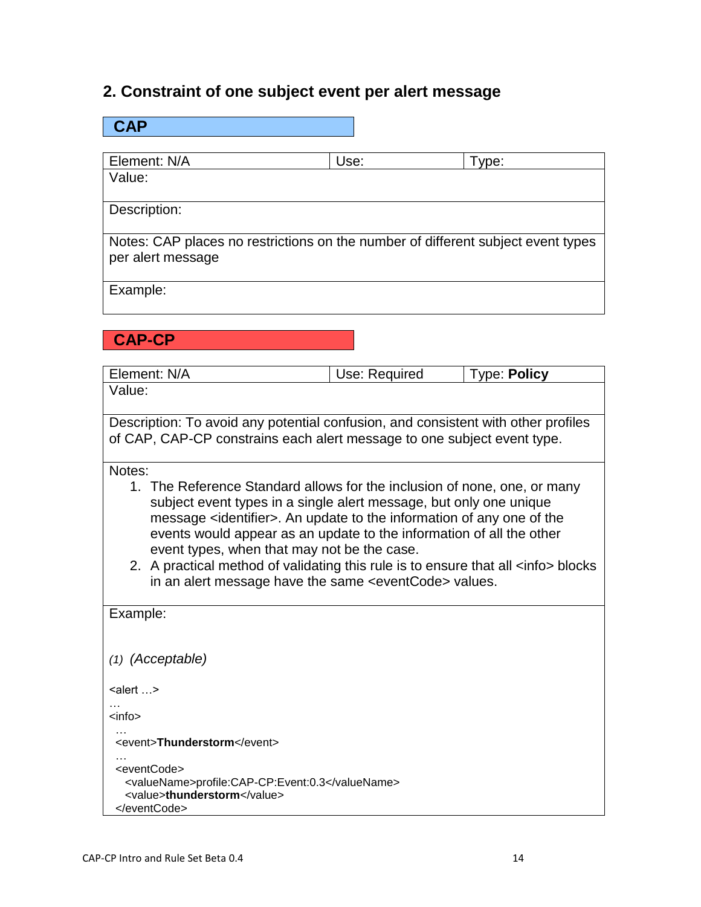## 2. Constraint of one subject event per alert message

**CAP**

| Element: N/A | Use: | Type: |
|---|---|---|
| Value: | | |
| Description: | | |
| Notes: CAP places no restrictions on the number of different subject event types per alert message | | |
| Example: | | |

**CAP-CP**

| Element: N/A | Use: Required | Type: **Policy** |
|---|---|---|
| Value: | | |
| Description: To avoid any potential confusion, and consistent with other profiles of CAP, CAP-CP constrains each alert message to one subject event type. | | |

Notes:

1. The Reference Standard allows for the inclusion of none, one, or many subject event types in a single alert message, but only one unique message <identifier>. An update to the information of any one of the events would appear as an update to the information of all the other event types, when that may not be the case.
2. A practical method of validating this rule is to ensure that all <info> blocks in an alert message have the same <eventCode> values.

Example:

*(1) (Acceptable)*

```
<alert …>
…
<info>
  …
  <event>Thunderstorm</event>
  …
  <eventCode>
    <valueName>profile:CAP-CP:Event:0.3</valueName>
    <value>thunderstorm</value>
  </eventCode>
```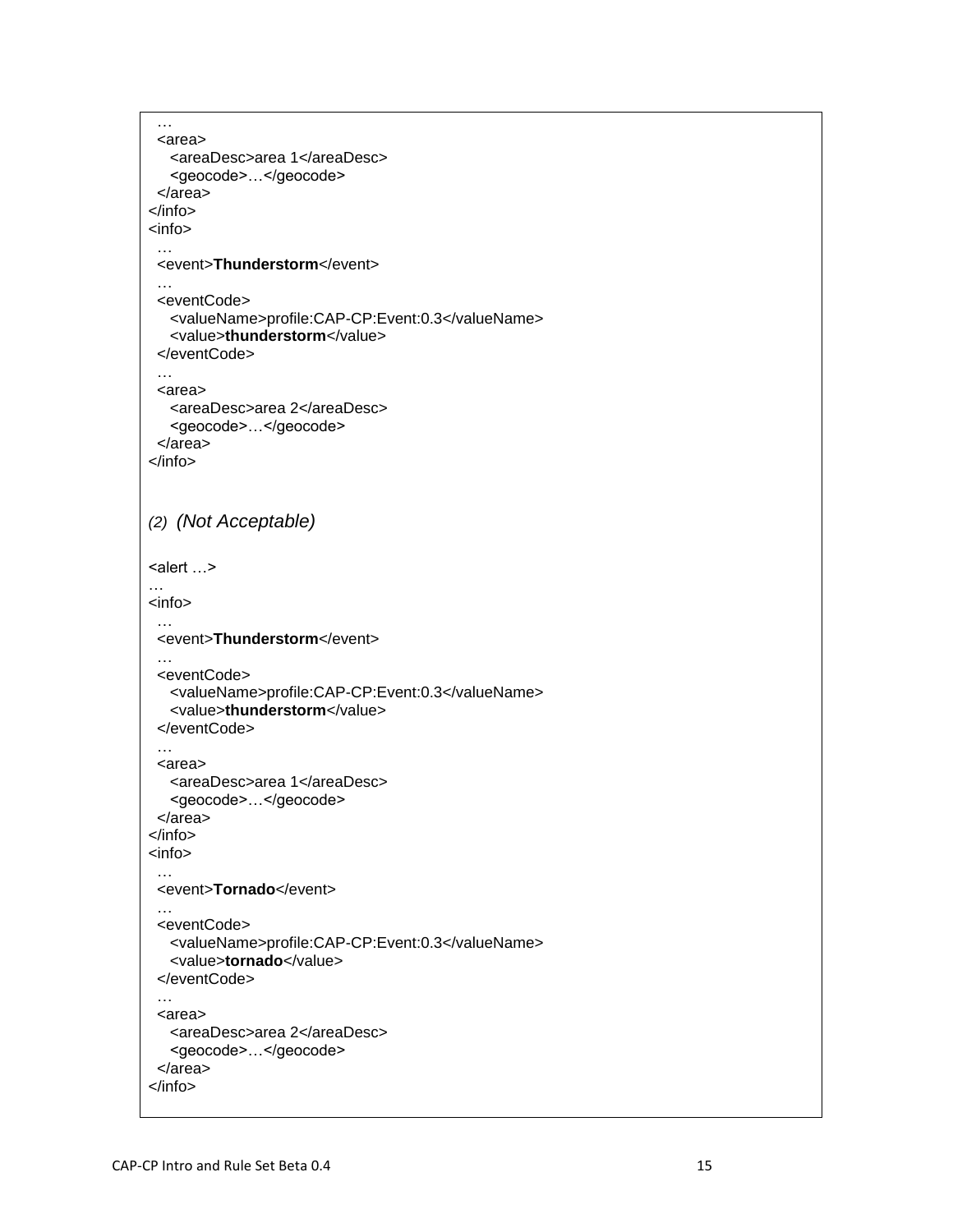```
  …
  <area>
    <areaDesc>area 1</areaDesc>
    <geocode>…</geocode>
  </area>
</info>
<info>
  …
  <event>Thunderstorm</event>
  …
  <eventCode>
    <valueName>profile:CAP-CP:Event:0.3</valueName>
    <value>thunderstorm</value>
  </eventCode>
  …
  <area>
    <areaDesc>area 2</areaDesc>
    <geocode>…</geocode>
  </area>
</info>
```

*(2) (Not Acceptable)*

```
<alert …>
…
<info>
  …
  <event>Thunderstorm</event>
  …
  <eventCode>
    <valueName>profile:CAP-CP:Event:0.3</valueName>
    <value>thunderstorm</value>
  </eventCode>
  …
  <area>
    <areaDesc>area 1</areaDesc>
    <geocode>…</geocode>
  </area>
</info>
<info>
  …
  <event>Tornado</event>
  …
  <eventCode>
    <valueName>profile:CAP-CP:Event:0.3</valueName>
    <value>tornado</value>
  </eventCode>
  …
  <area>
    <areaDesc>area 2</areaDesc>
    <geocode>…</geocode>
  </area>
</info>
```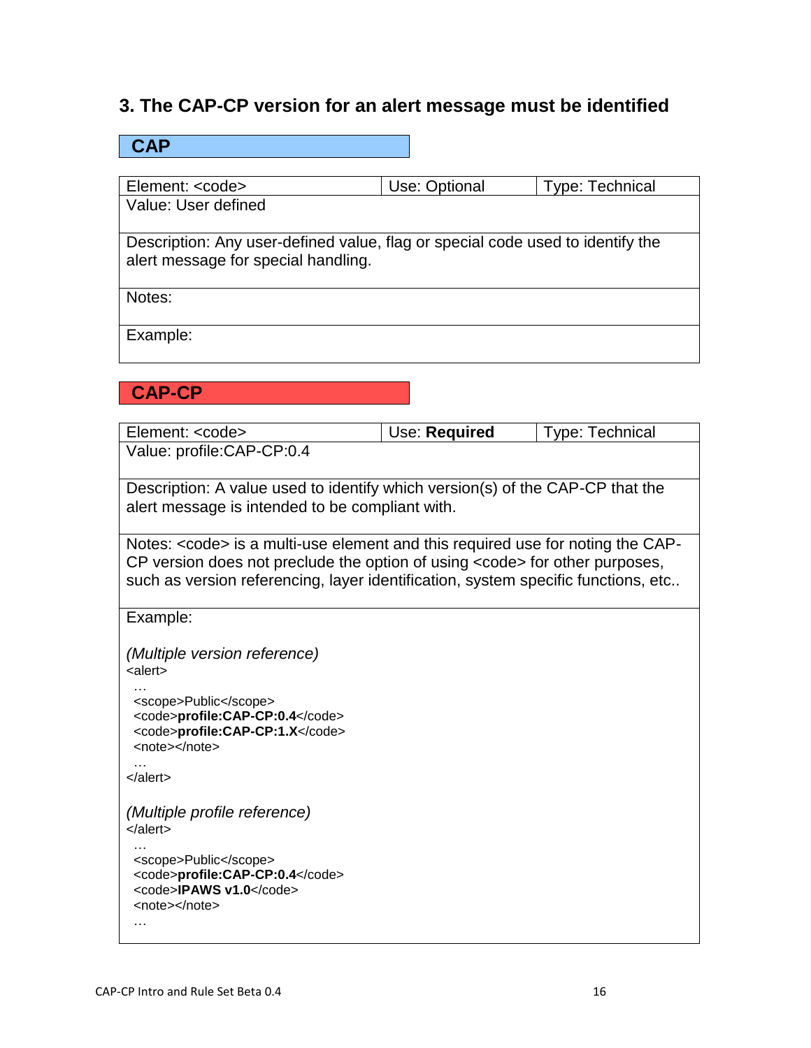### 3. The CAP-CP version for an alert message must be identified

**CAP**

| Element: <code> | Use: Optional | Type: Technical |
|---|---|---|
| Value: User defined | | |
| Description: Any user-defined value, flag or special code used to identify the alert message for special handling. | | |
| Notes: | | |
| Example: | | |

**CAP-CP**

| Element: <code> | Use: **Required** | Type: Technical |
|---|---|---|
| Value: profile:CAP-CP:0.4 | | |
| Description: A value used to identify which version(s) of the CAP-CP that the alert message is intended to be compliant with. | | |
| Notes: <code> is a multi-use element and this required use for noting the CAP-CP version does not preclude the option of using <code> for other purposes, such as version referencing, layer identification, system specific functions, etc.. | | |

Example:

*(Multiple version reference)*

```
<alert>
  …
  <scope>Public</scope>
  <code>profile:CAP-CP:0.4</code>
  <code>profile:CAP-CP:1.X</code>
  <note></note>
  …
</alert>
```

*(Multiple profile reference)*

```
</alert>
  …
  <scope>Public</scope>
  <code>profile:CAP-CP:0.4</code>
  <code>IPAWS v1.0</code>
  <note></note>
  …
```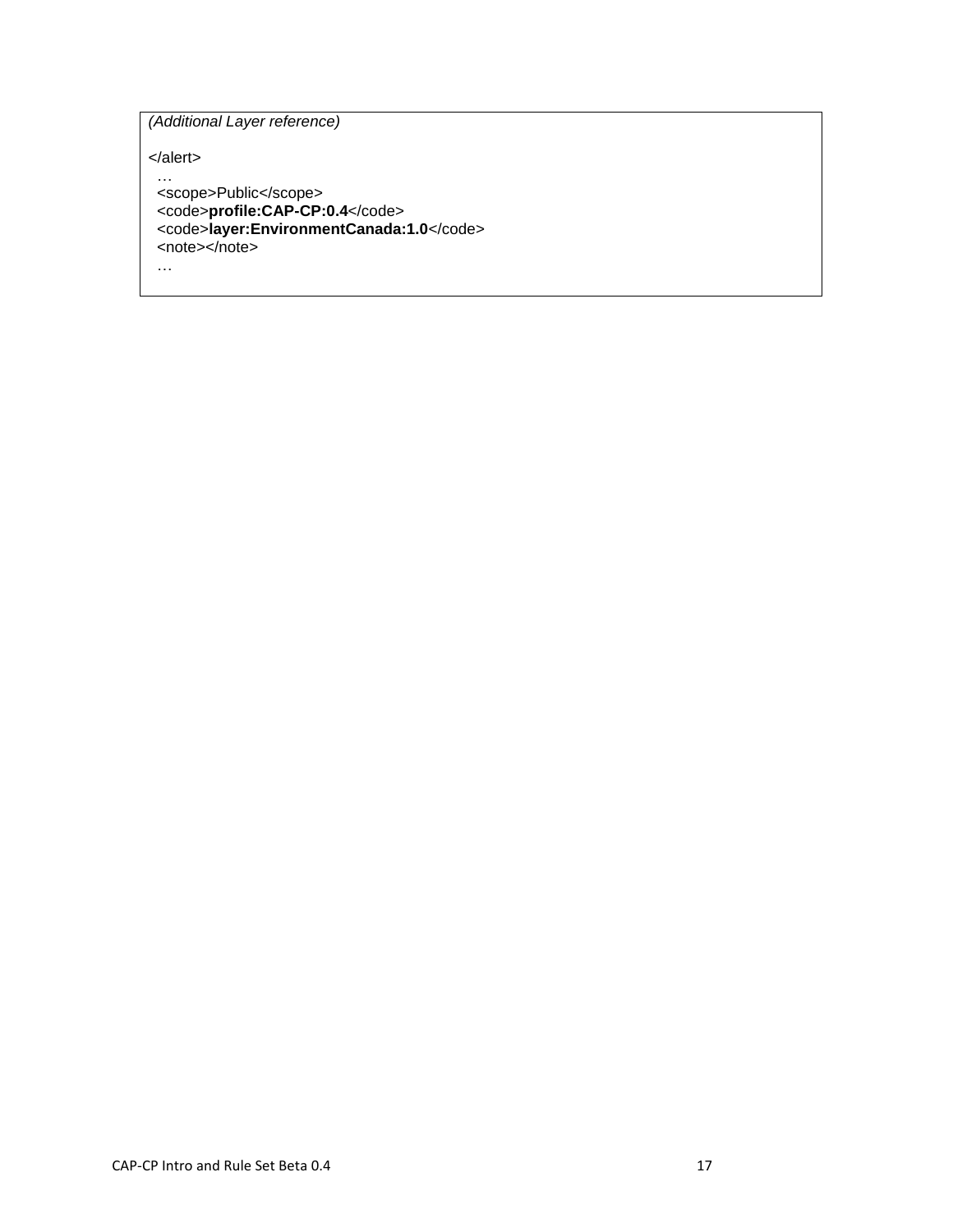*(Additional Layer reference)*

```
</alert>
  …
  <scope>Public</scope>
  <code>profile:CAP-CP:0.4</code>
  <code>layer:EnvironmentCanada:1.0</code>
  <note></note>
  …
```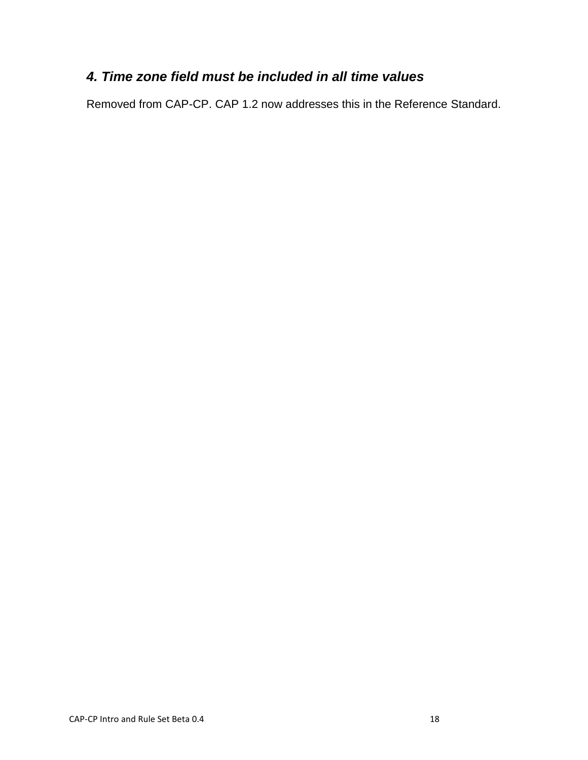### *4. Time zone field must be included in all time values*

Removed from CAP-CP. CAP 1.2 now addresses this in the Reference Standard.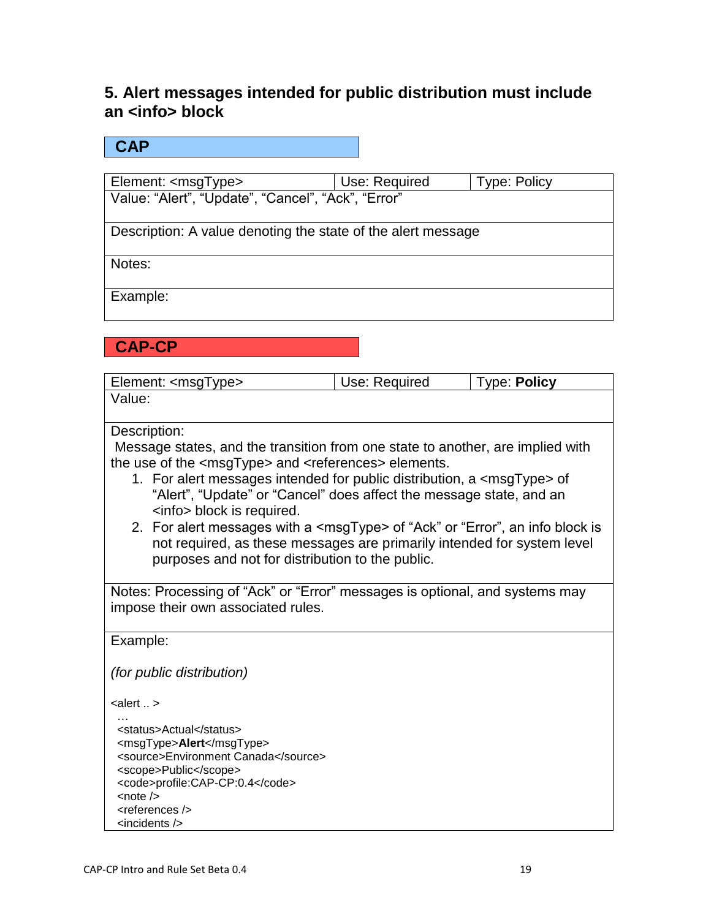## 5. Alert messages intended for public distribution must include an <info> block

### CAP

| Element: <msgType> | Use: Required | Type: Policy |
| --- | --- | --- |
| Value: "Alert", "Update", "Cancel", "Ack", "Error" | | |
| Description: A value denoting the state of the alert message | | |
| Notes: | | |
| Example: | | |

### CAP-CP

| Element: <msgType> | Use: Required | Type: **Policy** |
| --- | --- | --- |
| Value: | | |
| Description: Message states, and the transition from one state to another, are implied with the use of the <msgType> and <references> elements. 1. For alert messages intended for public distribution, a <msgType> of "Alert", "Update" or "Cancel" does affect the message state, and an <info> block is required. 2. For alert messages with a <msgType> of "Ack" or "Error", an info block is not required, as these messages are primarily intended for system level purposes and not for distribution to the public. | | |
| Notes: Processing of "Ack" or "Error" messages is optional, and systems may impose their own associated rules. | | |
| Example: *(for public distribution)* <alert .. > … <status>Actual</status> <msgType>**Alert**</msgType> <source>Environment Canada</source> <scope>Public</scope> <code>profile:CAP-CP:0.4</code> <note /> <references /> <incidents /> | | |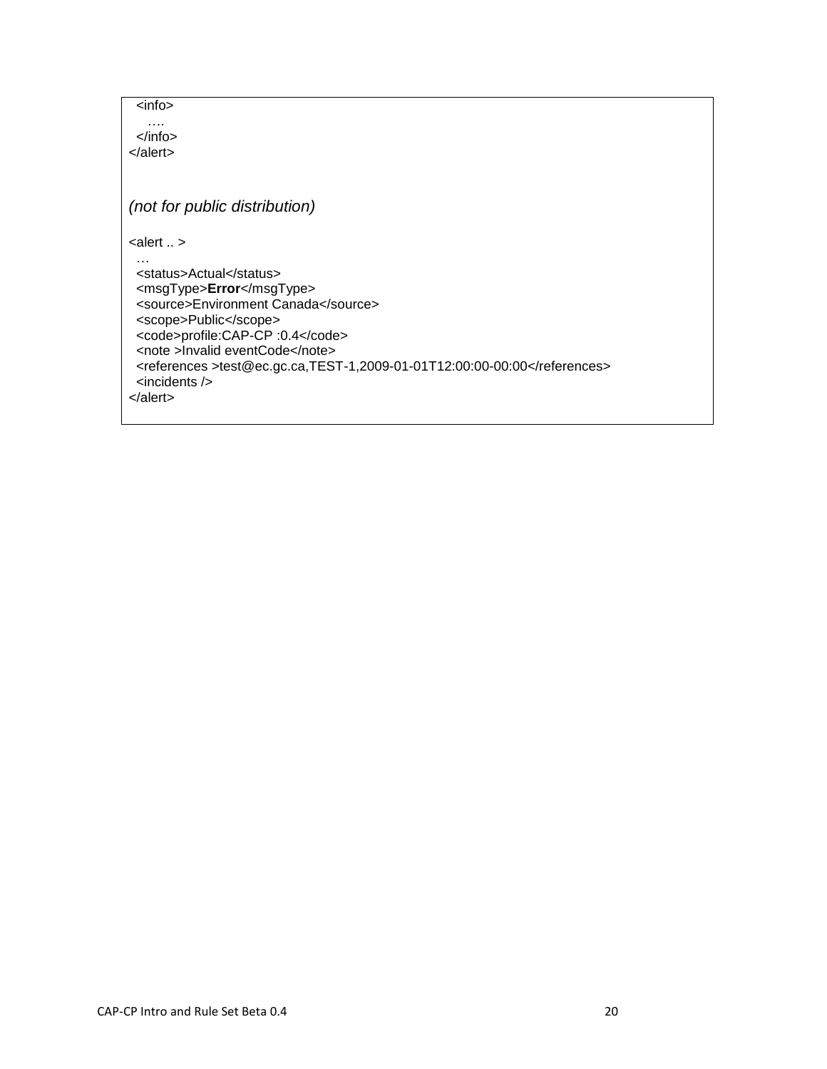```
  <info>
    ….
  </info>
</alert>
```

*(not for public distribution)*

```
<alert .. >
  …
  <status>Actual</status>
  <msgType>Error</msgType>
  <source>Environment Canada</source>
  <scope>Public</scope>
  <code>profile:CAP-CP :0.4</code>
  <note >Invalid eventCode</note>
  <references >test@ec.gc.ca,TEST-1,2009-01-01T12:00:00-00:00</references>
  <incidents />
</alert>
```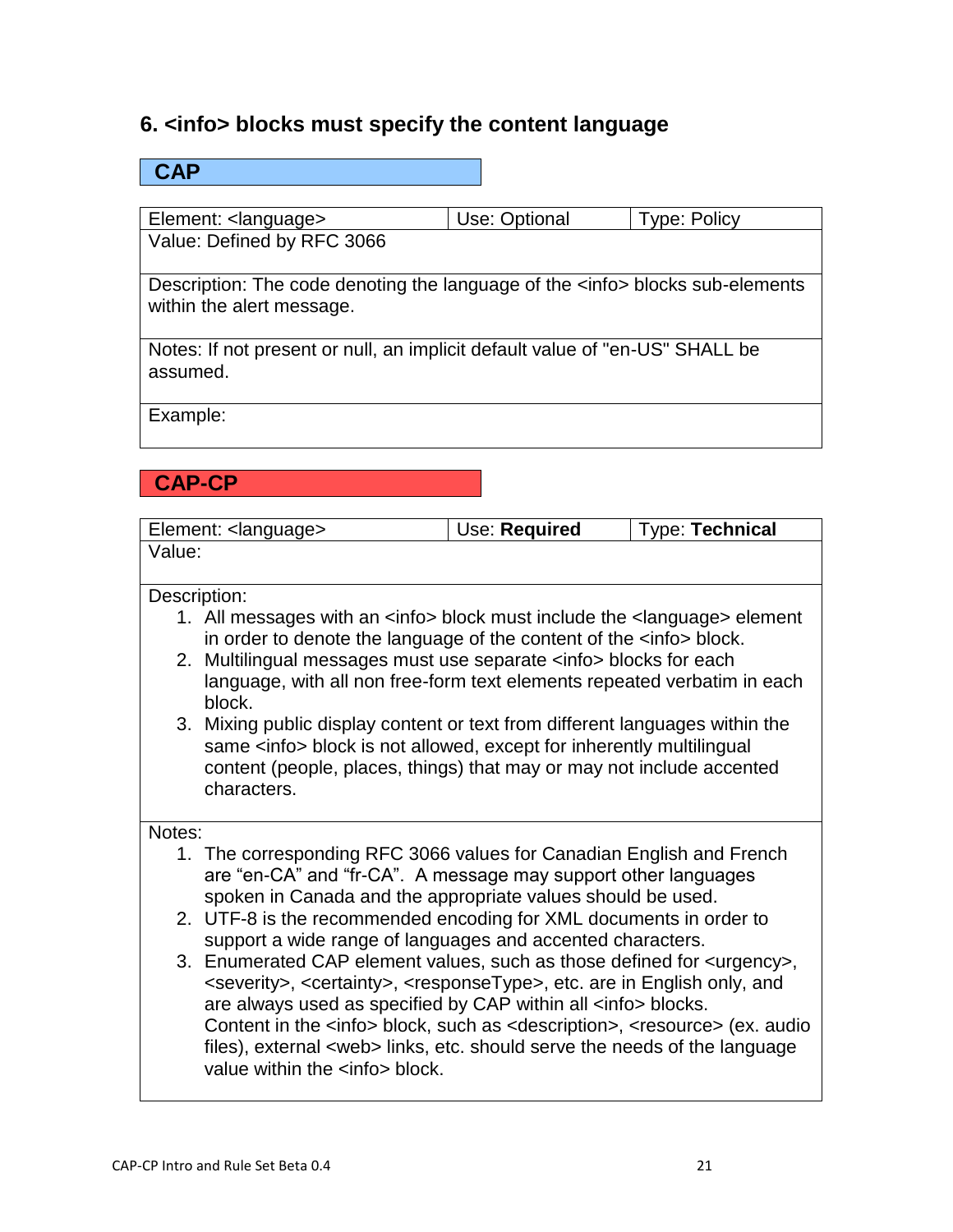## 6. <info> blocks must specify the content language

**CAP**

| Element: <language> | Use: Optional | Type: Policy |
|---|---|---|
| Value: Defined by RFC 3066 | | |
| Description: The code denoting the language of the <info> blocks sub-elements within the alert message. | | |
| Notes: If not present or null, an implicit default value of "en-US" SHALL be assumed. | | |
| Example: | | |

**CAP-CP**

| Element: <language> | Use: **Required** | Type: **Technical** |
|---|---|---|
| Value: | | |
| Description:<br>1. All messages with an <info> block must include the <language> element in order to denote the language of the content of the <info> block.<br>2. Multilingual messages must use separate <info> blocks for each language, with all non free-form text elements repeated verbatim in each block.<br>3. Mixing public display content or text from different languages within the same <info> block is not allowed, except for inherently multilingual content (people, places, things) that may or may not include accented characters. | | |
| Notes:<br>1. The corresponding RFC 3066 values for Canadian English and French are "en-CA" and "fr-CA". A message may support other languages spoken in Canada and the appropriate values should be used.<br>2. UTF-8 is the recommended encoding for XML documents in order to support a wide range of languages and accented characters.<br>3. Enumerated CAP element values, such as those defined for <urgency>, <severity>, <certainty>, <responseType>, etc. are in English only, and are always used as specified by CAP within all <info> blocks. Content in the <info> block, such as <description>, <resource> (ex. audio files), external <web> links, etc. should serve the needs of the language value within the <info> block. | | |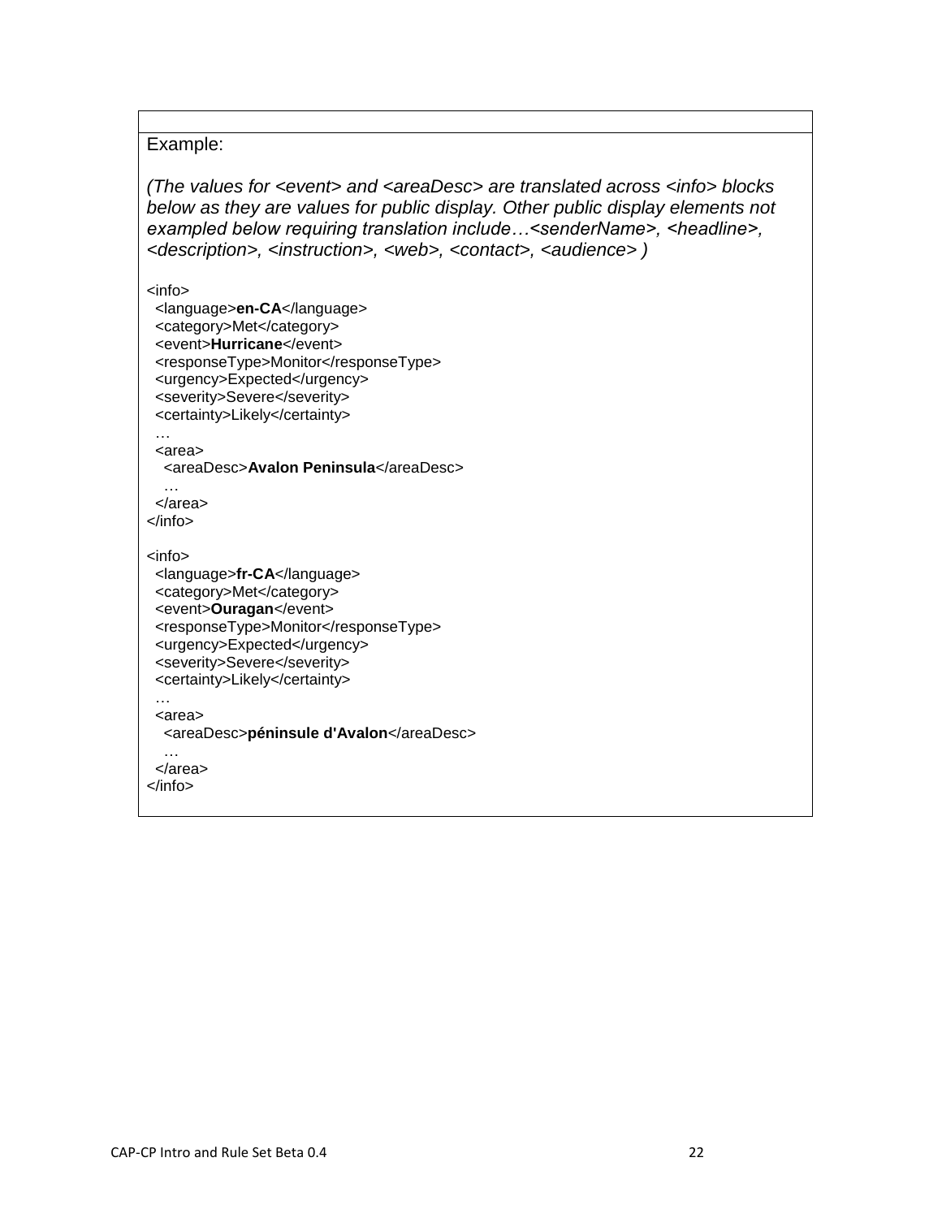Example:

*(The values for <event> and <areaDesc> are translated across <info> blocks below as they are values for public display. Other public display elements not exampled below requiring translation include…<senderName>, <headline>, <description>, <instruction>, <web>, <contact>, <audience> )*

```
<info>
  <language>en-CA</language>
  <category>Met</category>
  <event>Hurricane</event>
  <responseType>Monitor</responseType>
  <urgency>Expected</urgency>
  <severity>Severe</severity>
  <certainty>Likely</certainty>
  …
  <area>
    <areaDesc>Avalon Peninsula</areaDesc>
    …
  </area>
</info>

<info>
  <language>fr-CA</language>
  <category>Met</category>
  <event>Ouragan</event>
  <responseType>Monitor</responseType>
  <urgency>Expected</urgency>
  <severity>Severe</severity>
  <certainty>Likely</certainty>
  …
  <area>
    <areaDesc>péninsule d'Avalon</areaDesc>
    …
  </area>
</info>
```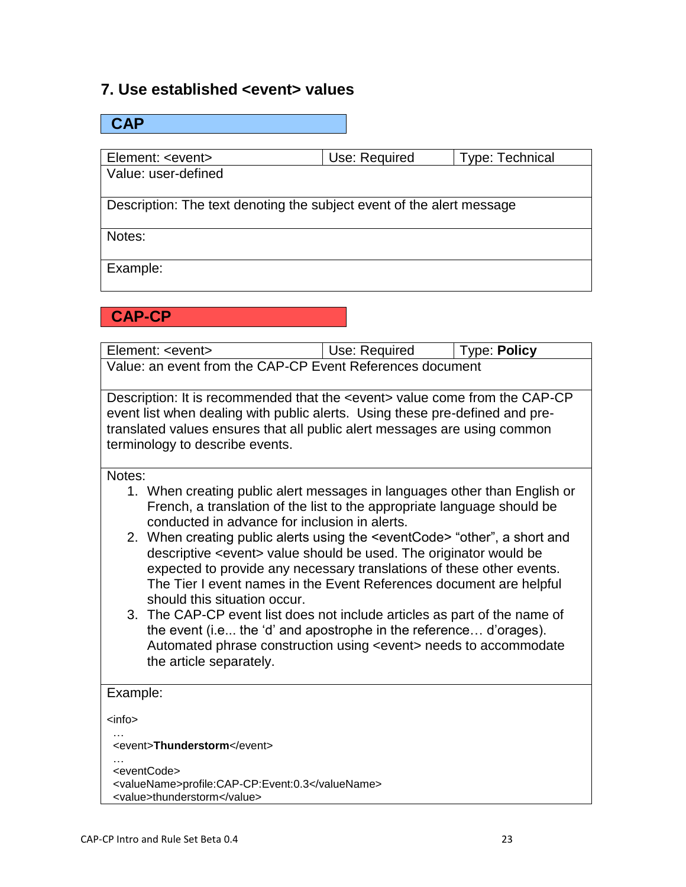## 7. Use established <event> values

### CAP

| Element: <event> | Use: Required | Type: Technical |
|---|---|---|
| Value: user-defined | | |
| Description: The text denoting the subject event of the alert message | | |
| Notes: | | |
| Example: | | |

### CAP-CP

| Element: <event> | Use: Required | Type: **Policy** |
|---|---|---|
| Value: an event from the CAP-CP Event References document | | |
| Description: It is recommended that the <event> value come from the CAP-CP event list when dealing with public alerts. Using these pre-defined and pre-translated values ensures that all public alert messages are using common terminology to describe events. | | |
| Notes:<br>1. When creating public alert messages in languages other than English or French, a translation of the list to the appropriate language should be conducted in advance for inclusion in alerts.<br>2. When creating public alerts using the <eventCode> "other", a short and descriptive <event> value should be used. The originator would be expected to provide any necessary translations of these other events. The Tier I event names in the Event References document are helpful should this situation occur.<br>3. The CAP-CP event list does not include articles as part of the name of the event (i.e... the 'd' and apostrophe in the reference… d'orages). Automated phrase construction using <event> needs to accommodate the article separately. | | |
| Example: | | |

```
<info>
 …
 <event>Thunderstorm</event>
 …
 <eventCode>
 <valueName>profile:CAP-CP:Event:0.3</valueName>
 <value>thunderstorm</value>
```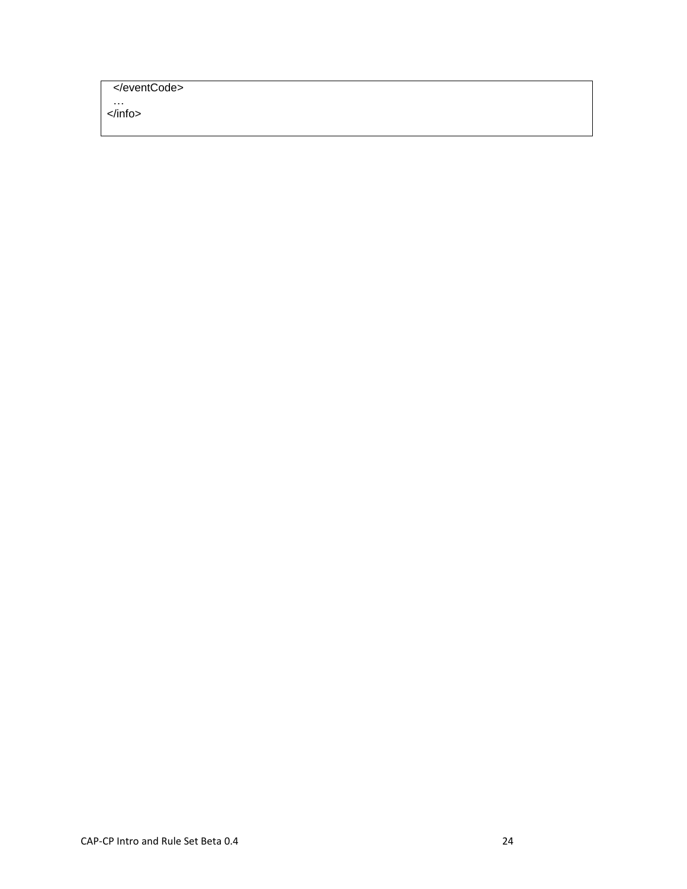```
  </eventCode>
  …
</info>
```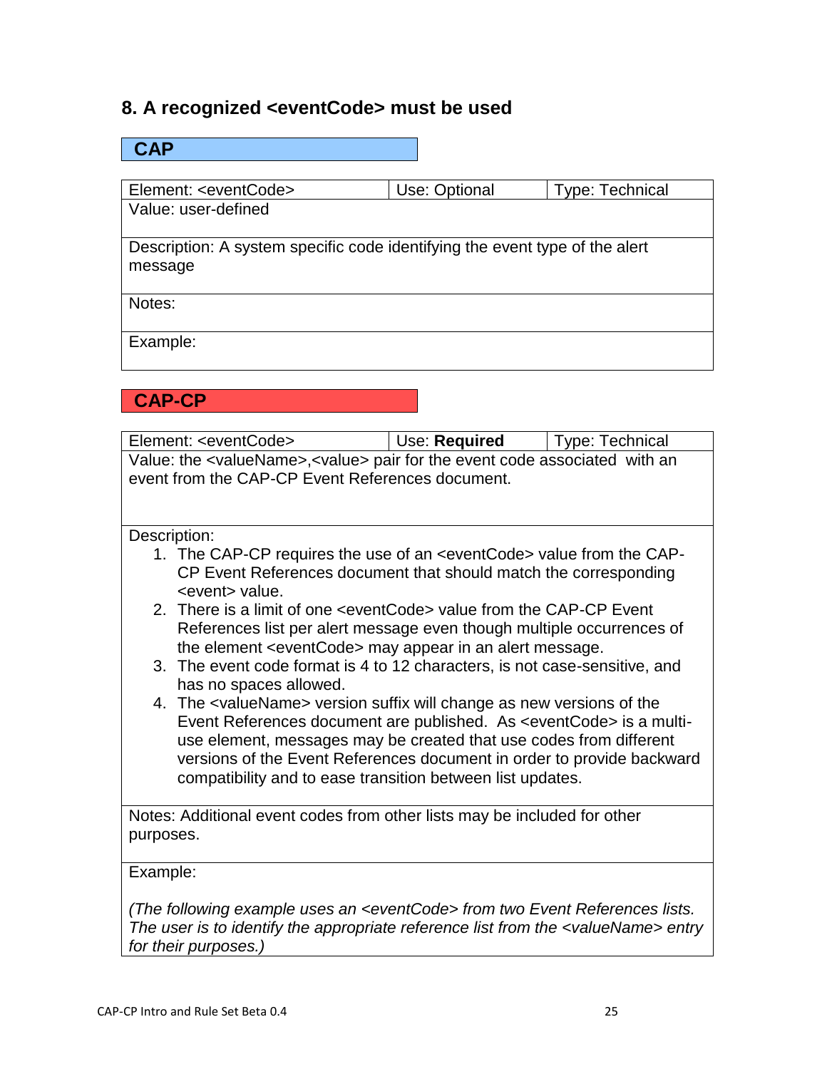## 8. A recognized <eventCode> must be used

**CAP**

| Element: <eventCode> | Use: Optional | Type: Technical |
|---|---|---|
| Value: user-defined | | |
| Description: A system specific code identifying the event type of the alert message | | |
| Notes: | | |
| Example: | | |

**CAP-CP**

| Element: <eventCode> | Use: **Required** | Type: Technical |
|---|---|---|
| Value: the <valueName>,<value> pair for the event code associated with an event from the CAP-CP Event References document. | | |
| Description:<br>1. The CAP-CP requires the use of an <eventCode> value from the CAP-CP Event References document that should match the corresponding <event> value.<br>2. There is a limit of one <eventCode> value from the CAP-CP Event References list per alert message even though multiple occurrences of the element <eventCode> may appear in an alert message.<br>3. The event code format is 4 to 12 characters, is not case-sensitive, and has no spaces allowed.<br>4. The <valueName> version suffix will change as new versions of the Event References document are published. As <eventCode> is a multi-use element, messages may be created that use codes from different versions of the Event References document in order to provide backward compatibility and to ease transition between list updates. | | |
| Notes: Additional event codes from other lists may be included for other purposes. | | |
| Example:<br><br>*(The following example uses an <eventCode> from two Event References lists. The user is to identify the appropriate reference list from the <valueName> entry for their purposes.)* | | |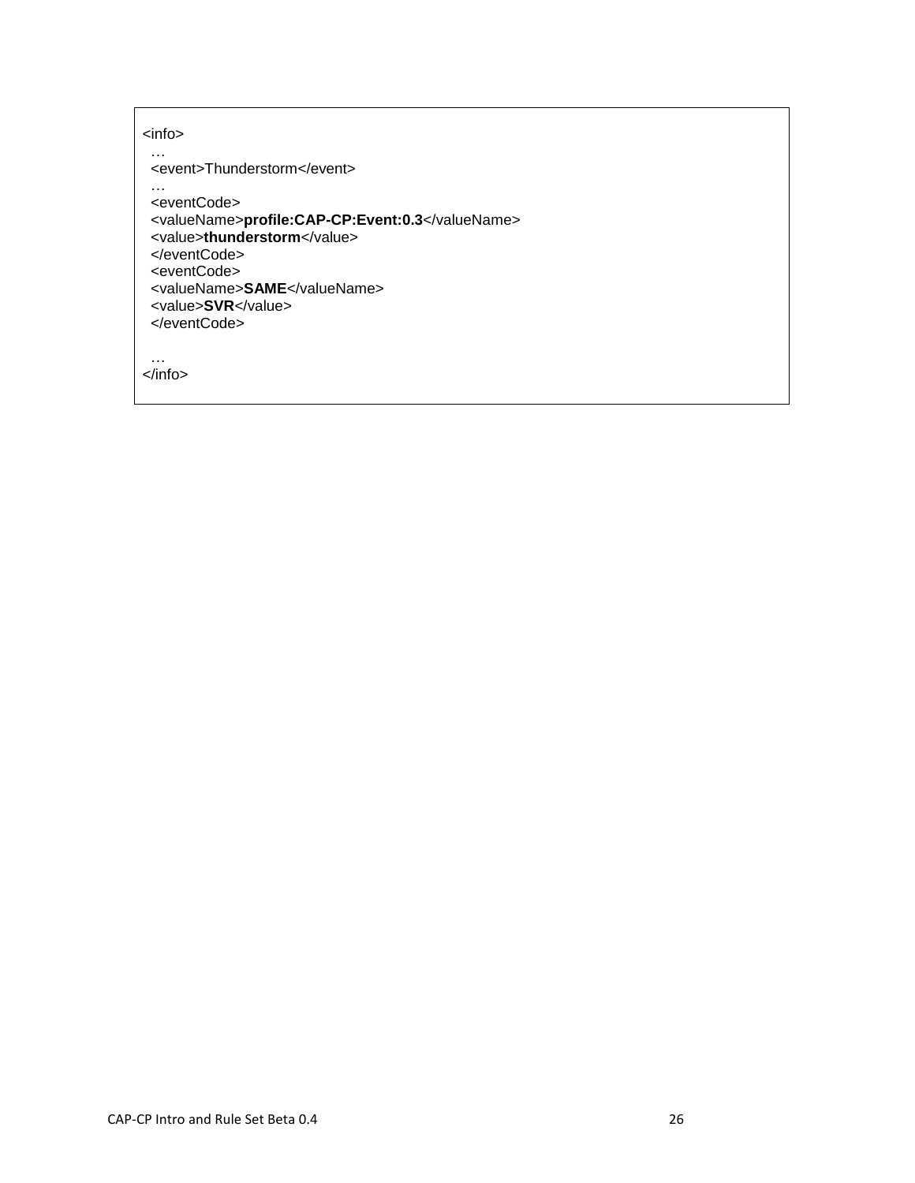```
<info>
  …
  <event>Thunderstorm</event>
  …
  <eventCode>
  <valueName>profile:CAP-CP:Event:0.3</valueName>
  <value>thunderstorm</value>
  </eventCode>
  <eventCode>
  <valueName>SAME</valueName>
  <value>SVR</value>
  </eventCode>

  …
</info>
```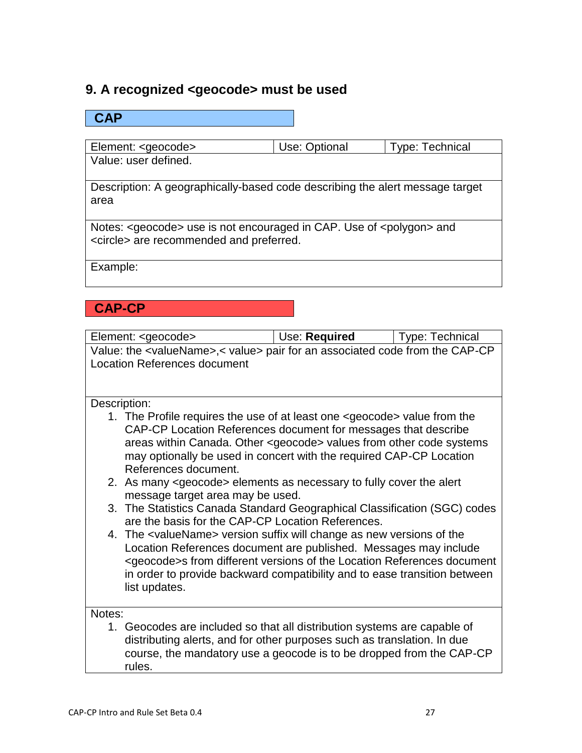## 9. A recognized <geocode> must be used

### CAP

| Element: <geocode> | Use: Optional | Type: Technical |
| --- | --- | --- |
| Value: user defined. | | |
| Description: A geographically-based code describing the alert message target area | | |
| Notes: <geocode> use is not encouraged in CAP. Use of <polygon> and <circle> are recommended and preferred. | | |
| Example: | | |

### CAP-CP

| Element: <geocode> | Use: **Required** | Type: Technical |
| --- | --- | --- |
| Value: the <valueName>,< value> pair for an associated code from the CAP-CP Location References document | | |
| Description:<br>1. The Profile requires the use of at least one <geocode> value from the CAP-CP Location References document for messages that describe areas within Canada. Other <geocode> values from other code systems may optionally be used in concert with the required CAP-CP Location References document.<br>2. As many <geocode> elements as necessary to fully cover the alert message target area may be used.<br>3. The Statistics Canada Standard Geographical Classification (SGC) codes are the basis for the CAP-CP Location References.<br>4. The <valueName> version suffix will change as new versions of the Location References document are published. Messages may include <geocode>s from different versions of the Location References document in order to provide backward compatibility and to ease transition between list updates. | | |
| Notes:<br>1. Geocodes are included so that all distribution systems are capable of distributing alerts, and for other purposes such as translation. In due course, the mandatory use a geocode is to be dropped from the CAP-CP rules. | | |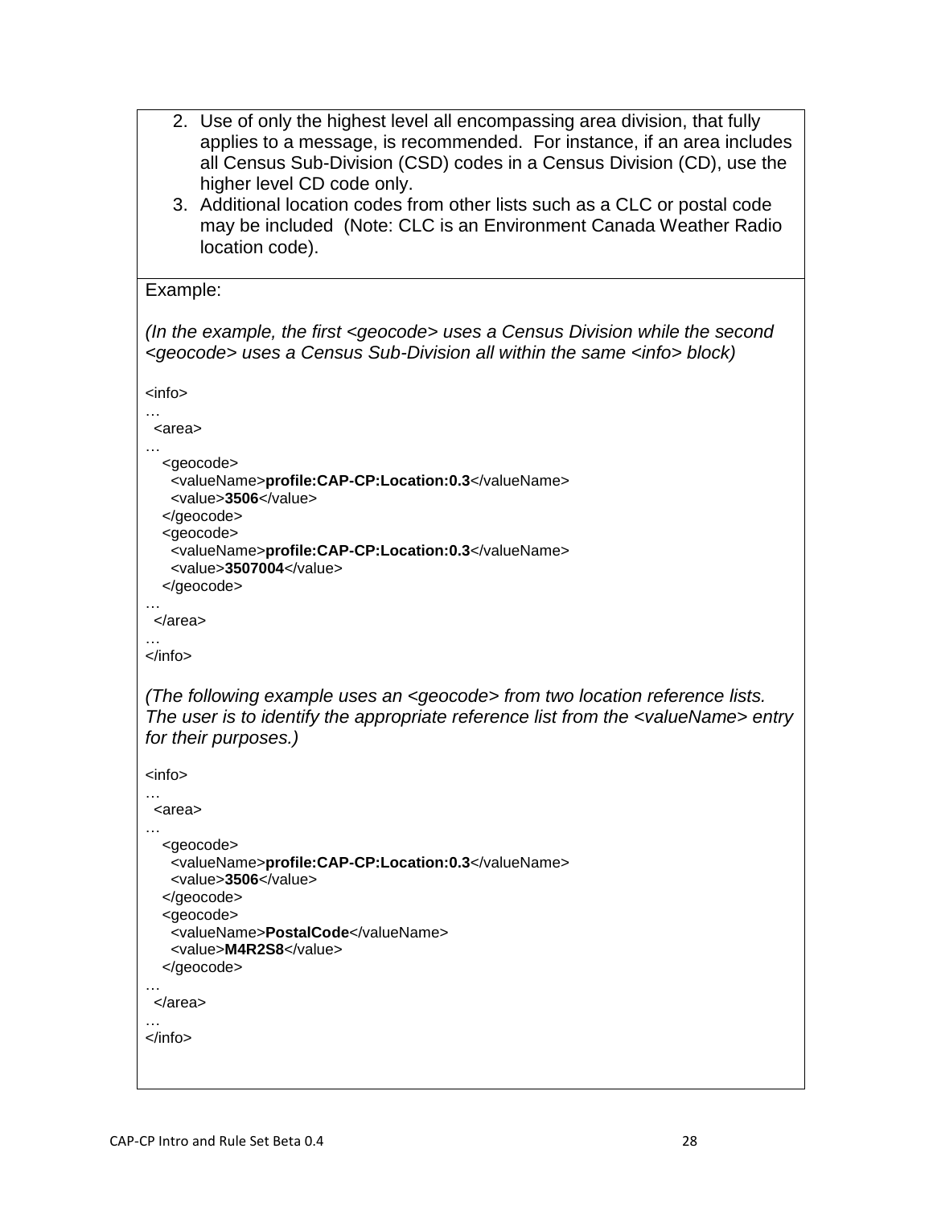2. Use of only the highest level all encompassing area division, that fully applies to a message, is recommended. For instance, if an area includes all Census Sub-Division (CSD) codes in a Census Division (CD), use the higher level CD code only.
3. Additional location codes from other lists such as a CLC or postal code may be included (Note: CLC is an Environment Canada Weather Radio location code).

Example:

*(In the example, the first <geocode> uses a Census Division while the second <geocode> uses a Census Sub-Division all within the same <info> block)*

```
<info>
…
  <area>
…
    <geocode>
      <valueName>profile:CAP-CP:Location:0.3</valueName>
      <value>3506</value>
    </geocode>
    <geocode>
      <valueName>profile:CAP-CP:Location:0.3</valueName>
      <value>3507004</value>
    </geocode>
…
  </area>
…
</info>
```

*(The following example uses an <geocode> from two location reference lists. The user is to identify the appropriate reference list from the <valueName> entry for their purposes.)*

```
<info>
…
  <area>
…
    <geocode>
      <valueName>profile:CAP-CP:Location:0.3</valueName>
      <value>3506</value>
    </geocode>
    <geocode>
      <valueName>PostalCode</valueName>
      <value>M4R2S8</value>
    </geocode>
…
  </area>
…
</info>
```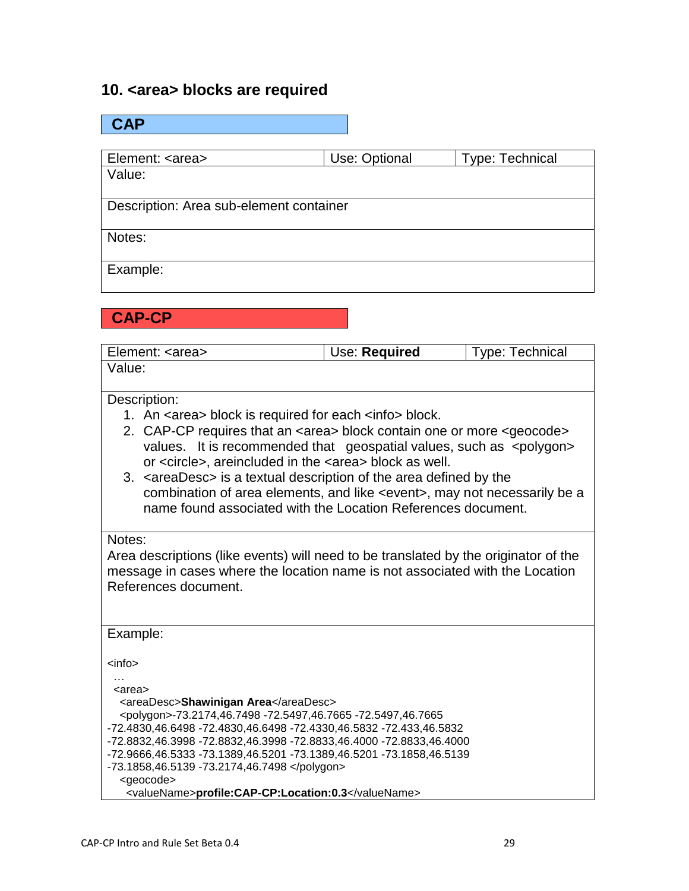## 10. <area> blocks are required

**CAP**

| Element: <area> | Use: Optional | Type: Technical |
|---|---|---|
| Value: | | |
| Description: Area sub-element container | | |
| Notes: | | |
| Example: | | |

**CAP-CP**

| Element: <area> | Use: **Required** | Type: Technical |
|---|---|---|
| Value: | | |

Description:

1. An <area> block is required for each <info> block.
2. CAP-CP requires that an <area> block contain one or more <geocode> values. It is recommended that geospatial values, such as <polygon> or <circle>, areincluded in the <area> block as well.
3. <areaDesc> is a textual description of the area defined by the combination of area elements, and like <event>, may not necessarily be a name found associated with the Location References document.

Notes:
Area descriptions (like events) will need to be translated by the originator of the message in cases where the location name is not associated with the Location References document.

Example:

```
<info>
  …
 <area>
  <areaDesc>Shawinigan Area</areaDesc>
  <polygon>-73.2174,46.7498 -72.5497,46.7665 -72.5497,46.7665
-72.4830,46.6498 -72.4830,46.6498 -72.4330,46.5832 -72.433,46.5832
-72.8832,46.3998 -72.8832,46.3998 -72.8833,46.4000 -72.8833,46.4000
-72.9666,46.5333 -73.1389,46.5201 -73.1389,46.5201 -73.1858,46.5139
-73.1858,46.5139 -73.2174,46.7498 </polygon>
  <geocode>
    <valueName>profile:CAP-CP:Location:0.3</valueName>
```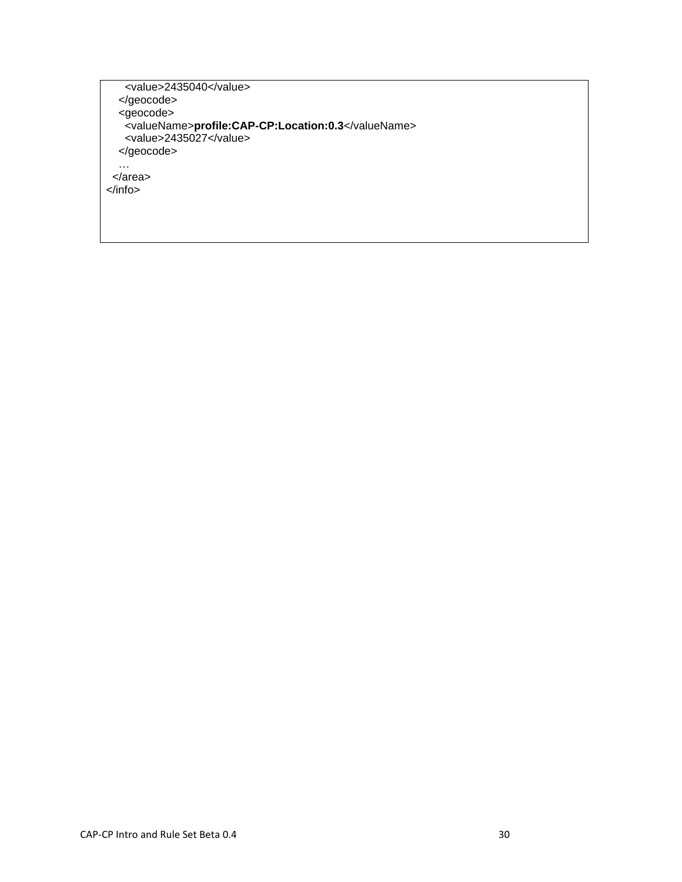```
      <value>2435040</value>
    </geocode>
    <geocode>
      <valueName>profile:CAP-CP:Location:0.3</valueName>
      <value>2435027</value>
    </geocode>
    …
  </area>
</info>
```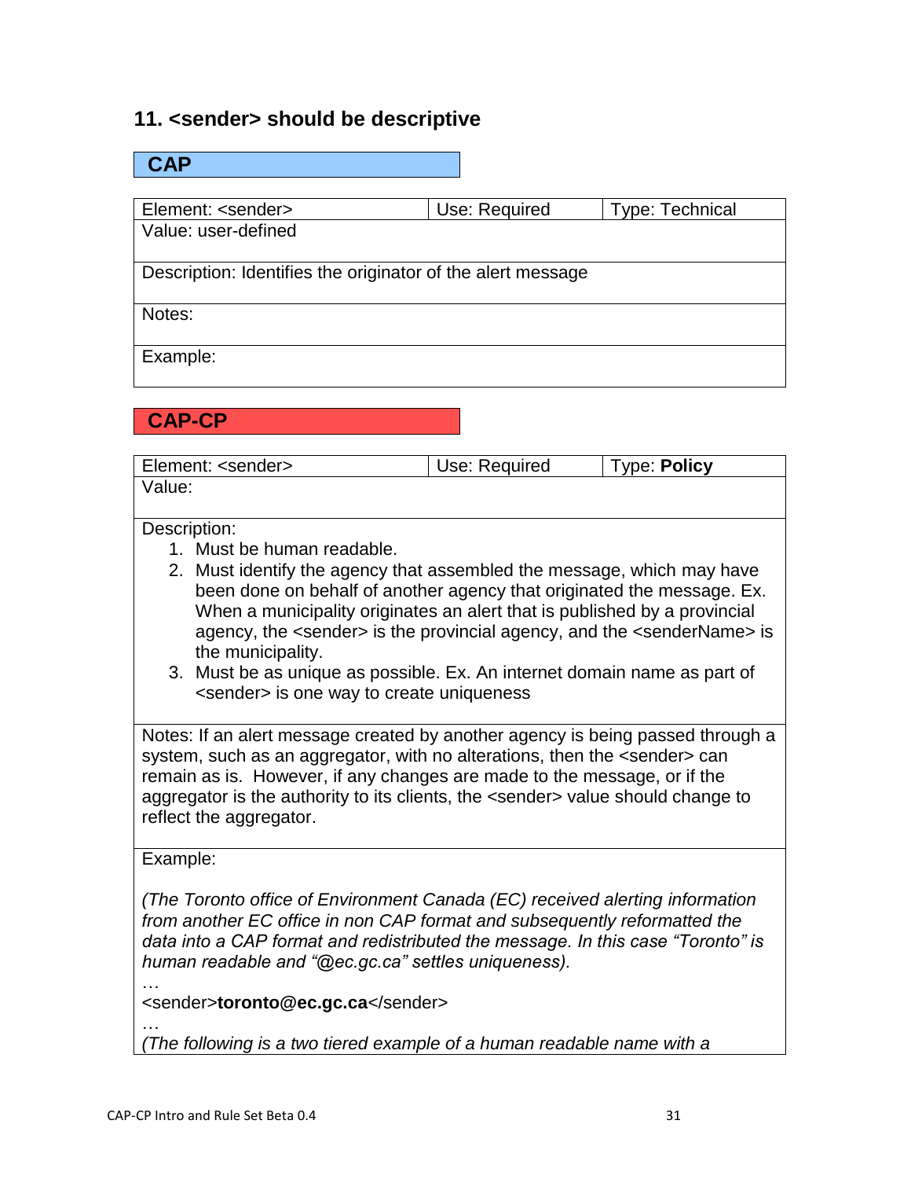## 11. <sender> should be descriptive

**CAP**

| Element: <sender> | Use: Required | Type: Technical |
|---|---|---|
| Value: user-defined | | |
| Description: Identifies the originator of the alert message | | |
| Notes: | | |
| Example: | | |

**CAP-CP**

| Element: <sender> | Use: Required | Type: **Policy** |
|---|---|---|
| Value: | | |
| Description:<br>1. Must be human readable.<br>2. Must identify the agency that assembled the message, which may have been done on behalf of another agency that originated the message. Ex. When a municipality originates an alert that is published by a provincial agency, the <sender> is the provincial agency, and the <senderName> is the municipality.<br>3. Must be as unique as possible. Ex. An internet domain name as part of <sender> is one way to create uniqueness | | |
| Notes: If an alert message created by another agency is being passed through a system, such as an aggregator, with no alterations, then the <sender> can remain as is. However, if any changes are made to the message, or if the aggregator is the authority to its clients, the <sender> value should change to reflect the aggregator. | | |
| Example:<br><br>*(The Toronto office of Environment Canada (EC) received alerting information from another EC office in non CAP format and subsequently reformatted the data into a CAP format and redistributed the message. In this case “Toronto” is human readable and “@ec.gc.ca” settles uniqueness).*<br>…<br><sender>**toronto@ec.gc.ca**</sender><br>…<br>*(The following is a two tiered example of a human readable name with a* | | |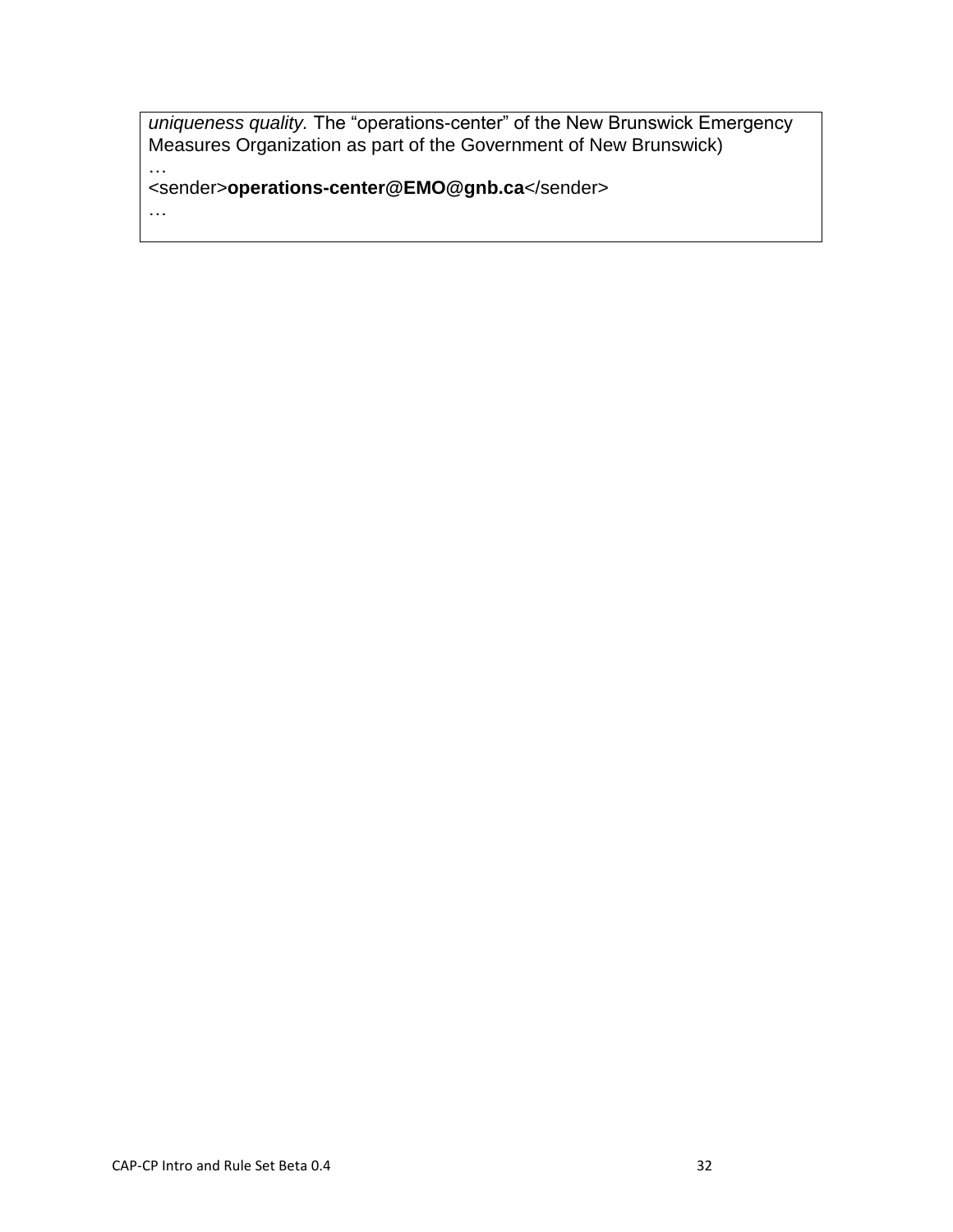*uniqueness quality.* The “operations-center” of the New Brunswick Emergency Measures Organization as part of the Government of New Brunswick)

…

<sender>**operations-center@EMO@gnb.ca**</sender>

…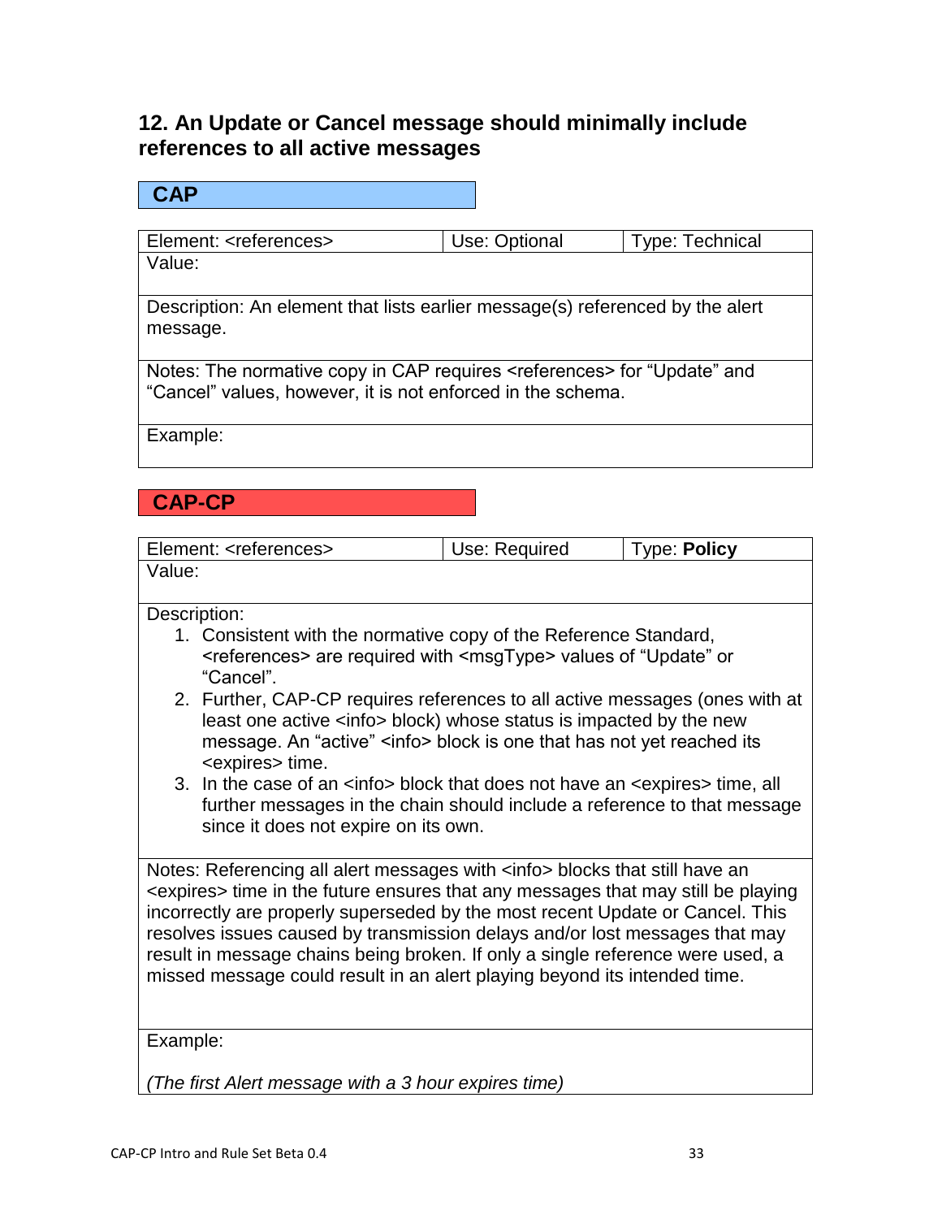## 12. An Update or Cancel message should minimally include references to all active messages

### CAP

| Element: <references> | Use: Optional | Type: Technical |
|---|---|---|
| Value: | | |
| Description: An element that lists earlier message(s) referenced by the alert message. | | |
| Notes: The normative copy in CAP requires <references> for "Update" and "Cancel" values, however, it is not enforced in the schema. | | |
| Example: | | |

### CAP-CP

| Element: <references> | Use: Required | Type: **Policy** |
|---|---|---|
| Value: | | |
| Description:<br>1. Consistent with the normative copy of the Reference Standard, <references> are required with <msgType> values of "Update" or "Cancel".<br>2. Further, CAP-CP requires references to all active messages (ones with at least one active <info> block) whose status is impacted by the new message. An "active" <info> block is one that has not yet reached its <expires> time.<br>3. In the case of an <info> block that does not have an <expires> time, all further messages in the chain should include a reference to that message since it does not expire on its own. | | |
| Notes: Referencing all alert messages with <info> blocks that still have an <expires> time in the future ensures that any messages that may still be playing incorrectly are properly superseded by the most recent Update or Cancel. This resolves issues caused by transmission delays and/or lost messages that may result in message chains being broken. If only a single reference were used, a missed message could result in an alert playing beyond its intended time. | | |
| Example:<br><br>*(The first Alert message with a 3 hour expires time)* | | |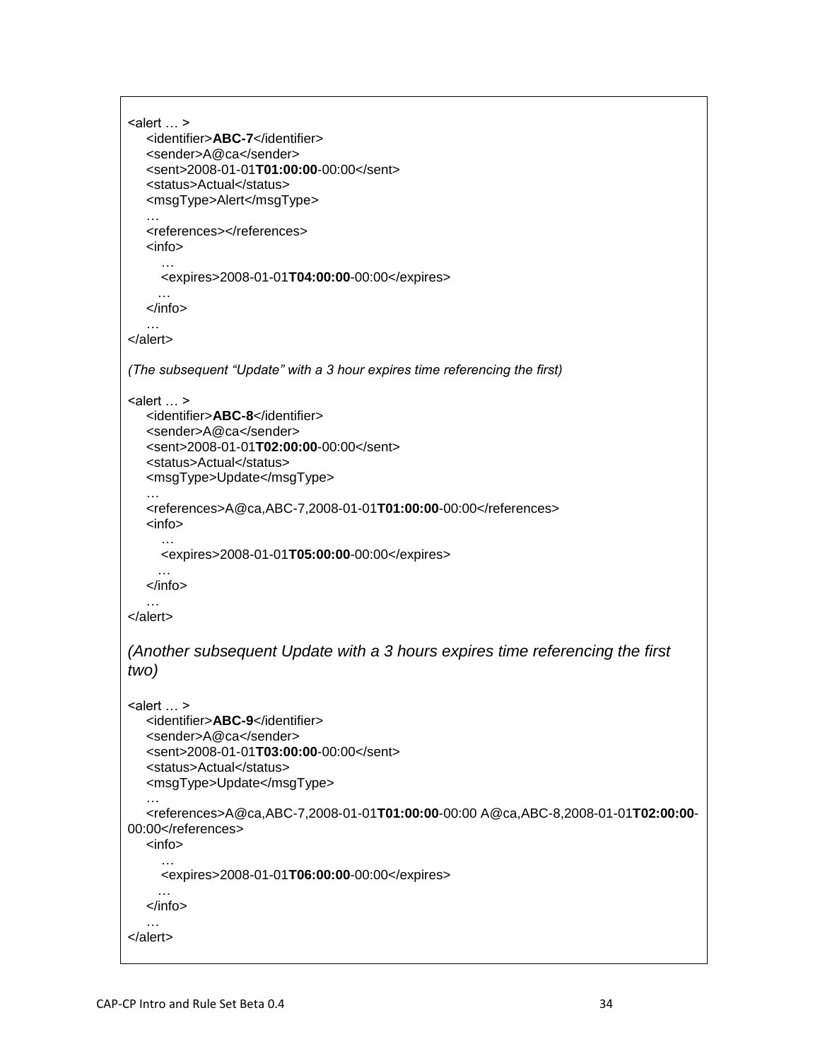```
<alert … >
    <identifier>ABC-7</identifier>
    <sender>A@ca</sender>
    <sent>2008-01-01T01:00:00-00:00</sent>
    <status>Actual</status>
    <msgType>Alert</msgType>
    …
    <references></references>
    <info>
       …
       <expires>2008-01-01T04:00:00-00:00</expires>
      …
    </info>
    …
</alert>
```

*(The subsequent "Update" with a 3 hour expires time referencing the first)*

```
<alert … >
    <identifier>ABC-8</identifier>
    <sender>A@ca</sender>
    <sent>2008-01-01T02:00:00-00:00</sent>
    <status>Actual</status>
    <msgType>Update</msgType>
    …
    <references>A@ca,ABC-7,2008-01-01T01:00:00-00:00</references>
    <info>
       …
       <expires>2008-01-01T05:00:00-00:00</expires>
      …
    </info>
    …
</alert>
```

*(Another subsequent Update with a 3 hours expires time referencing the first two)*

```
<alert … >
    <identifier>ABC-9</identifier>
    <sender>A@ca</sender>
    <sent>2008-01-01T03:00:00-00:00</sent>
    <status>Actual</status>
    <msgType>Update</msgType>
    …
    <references>A@ca,ABC-7,2008-01-01T01:00:00-00:00 A@ca,ABC-8,2008-01-01T02:00:00-
00:00</references>
    <info>
       …
       <expires>2008-01-01T06:00:00-00:00</expires>
      …
    </info>
    …
</alert>
```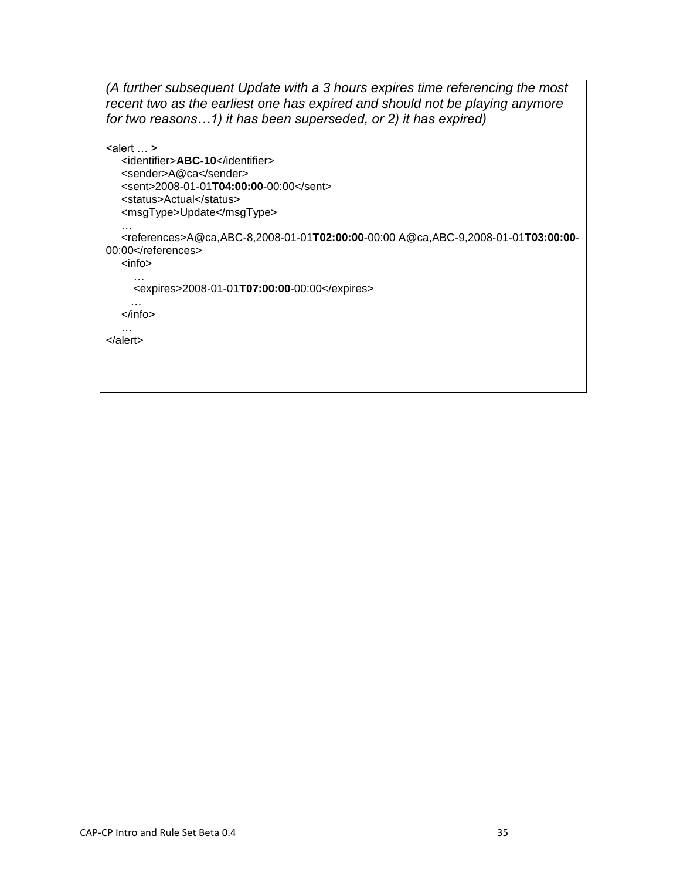*(A further subsequent Update with a 3 hours expires time referencing the most recent two as the earliest one has expired and should not be playing anymore for two reasons…1) it has been superseded, or 2) it has expired)*

```
<alert … >
    <identifier>ABC-10</identifier>
    <sender>A@ca</sender>
    <sent>2008-01-01T04:00:00-00:00</sent>
    <status>Actual</status>
    <msgType>Update</msgType>
    …
    <references>A@ca,ABC-8,2008-01-01T02:00:00-00:00 A@ca,ABC-9,2008-01-01T03:00:00-00:00</references>
    <info>
       …
       <expires>2008-01-01T07:00:00-00:00</expires>
      …
    </info>
    …
</alert>
```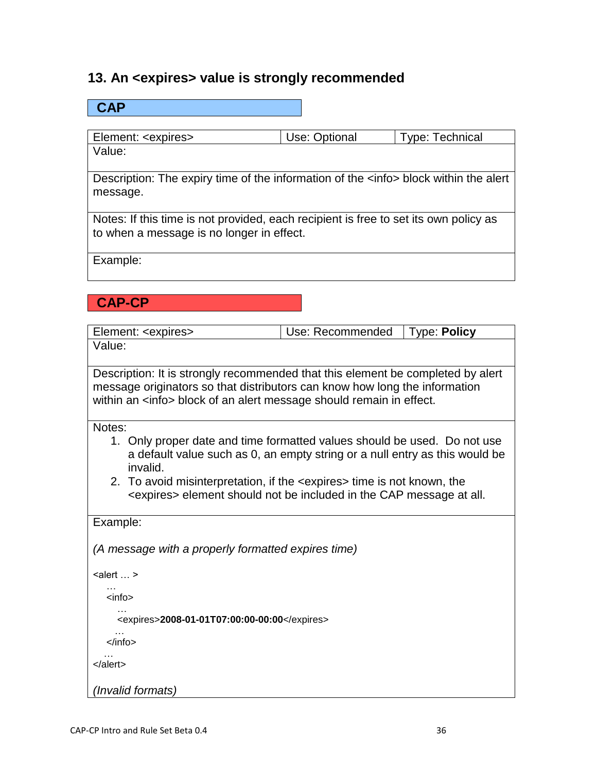## 13. An <expires> value is strongly recommended

### CAP

| Element: <expires> | Use: Optional | Type: Technical |
|---|---|---|
| Value: | | |
| Description: The expiry time of the information of the <info> block within the alert message. | | |
| Notes: If this time is not provided, each recipient is free to set its own policy as to when a message is no longer in effect. | | |
| Example: | | |

### CAP-CP

| Element: <expires> | Use: Recommended | Type: **Policy** |
|---|---|---|
| Value: | | |
| Description: It is strongly recommended that this element be completed by alert message originators so that distributors can know how long the information within an <info> block of an alert message should remain in effect. | | |
| Notes:<br>1. Only proper date and time formatted values should be used. Do not use a default value such as 0, an empty string or a null entry as this would be invalid.<br>2. To avoid misinterpretation, if the <expires> time is not known, the <expires> element should not be included in the CAP message at all. | | |
| Example:<br><br>*(A message with a properly formatted expires time)*<br><br><alert … ><br>&nbsp;&nbsp;…<br>&nbsp;&nbsp;<info><br>&nbsp;&nbsp;&nbsp;&nbsp;…<br>&nbsp;&nbsp;&nbsp;&nbsp;<expires>**2008-01-01T07:00:00-00:00**</expires><br>&nbsp;&nbsp;&nbsp;&nbsp;…<br>&nbsp;&nbsp;</info><br>&nbsp;&nbsp;…<br></alert><br><br>*(Invalid formats)* | | |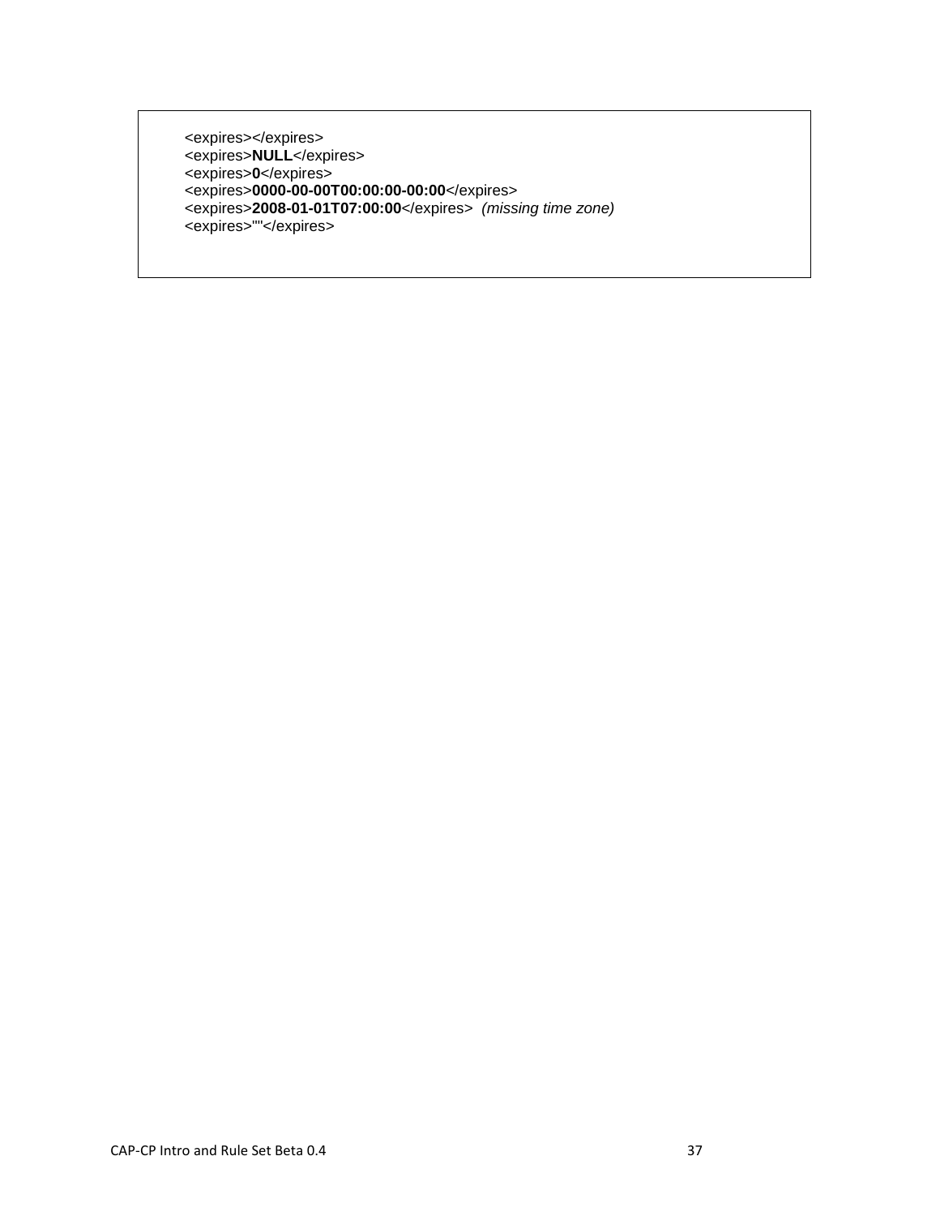<expires></expires>
<expires>**NULL**</expires>
<expires>**0**</expires>
<expires>**0000-00-00T00:00:00-00:00**</expires>
<expires>**2008-01-01T07:00:00**</expires> *(missing time zone)*
<expires>""</expires>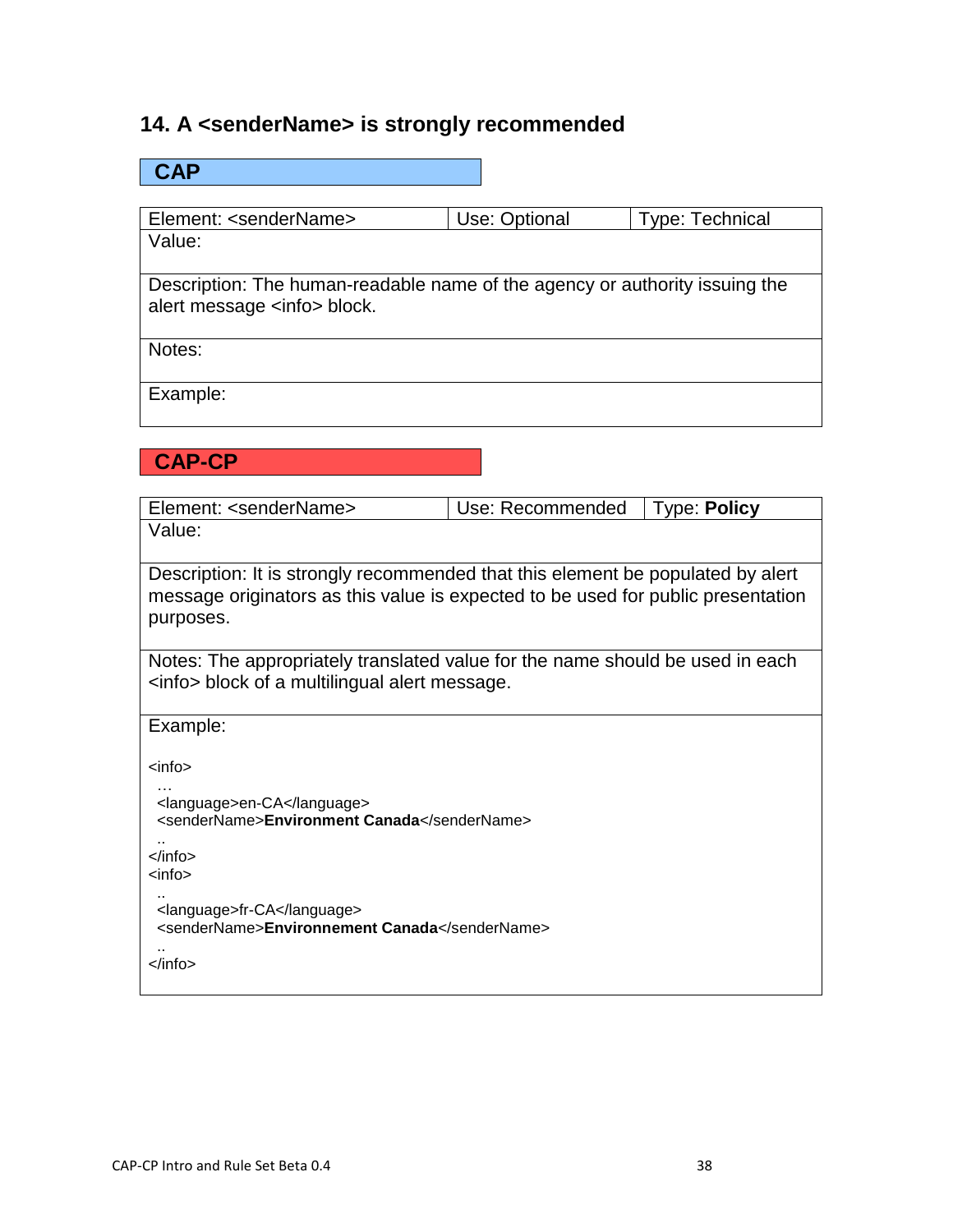## 14. A <senderName> is strongly recommended

**CAP**

| Element: <senderName> | Use: Optional | Type: Technical |
|---|---|---|
| Value: | | |
| Description: The human-readable name of the agency or authority issuing the alert message <info> block. | | |
| Notes: | | |
| Example: | | |

**CAP-CP**

| Element: <senderName> | Use: Recommended | Type: **Policy** |
|---|---|---|
| Value: | | |
| Description: It is strongly recommended that this element be populated by alert message originators as this value is expected to be used for public presentation purposes. | | |
| Notes: The appropriately translated value for the name should be used in each <info> block of a multilingual alert message. | | |
| Example: (see below) | | |

```
<info>
  …
  <language>en-CA</language>
  <senderName>Environment Canada</senderName>
  ..
</info>
<info>
  ..
  <language>fr-CA</language>
  <senderName>Environnement Canada</senderName>
  ..
</info>
```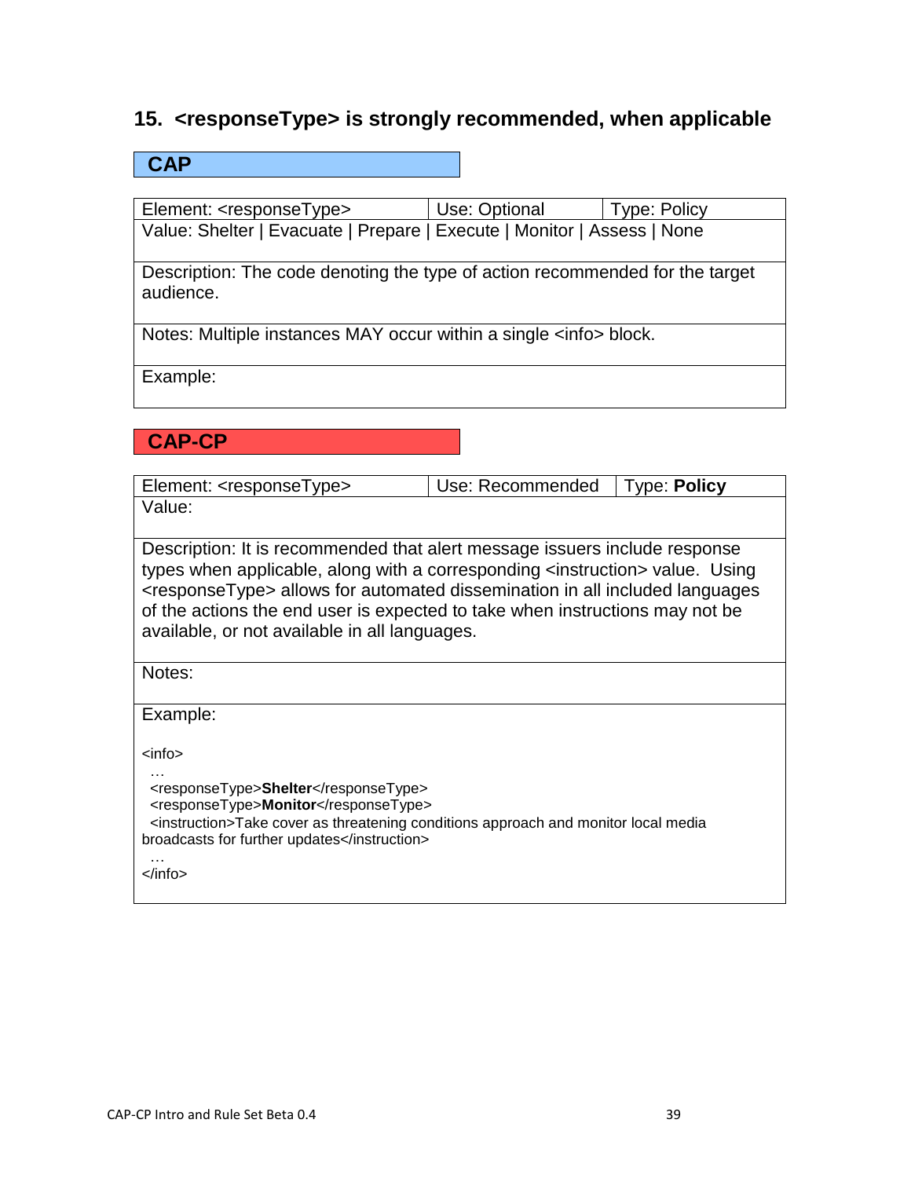## 15. <responseType> is strongly recommended, when applicable

### CAP

| Element: <responseType> | Use: Optional | Type: Policy |
|---|---|---|
| Value: Shelter \| Evacuate \| Prepare \| Execute \| Monitor \| Assess \| None | | |
| Description: The code denoting the type of action recommended for the target audience. | | |
| Notes: Multiple instances MAY occur within a single <info> block. | | |
| Example: | | |

### CAP-CP

| Element: <responseType> | Use: Recommended | Type: **Policy** |
|---|---|---|
| Value: | | |
| Description: It is recommended that alert message issuers include response types when applicable, along with a corresponding <instruction> value. Using <responseType> allows for automated dissemination in all included languages of the actions the end user is expected to take when instructions may not be available, or not available in all languages. | | |
| Notes: | | |
| Example: | | |

```
<info>
  …
  <responseType>Shelter</responseType>
  <responseType>Monitor</responseType>
  <instruction>Take cover as threatening conditions approach and monitor local media
broadcasts for further updates</instruction>
  …
</info>
```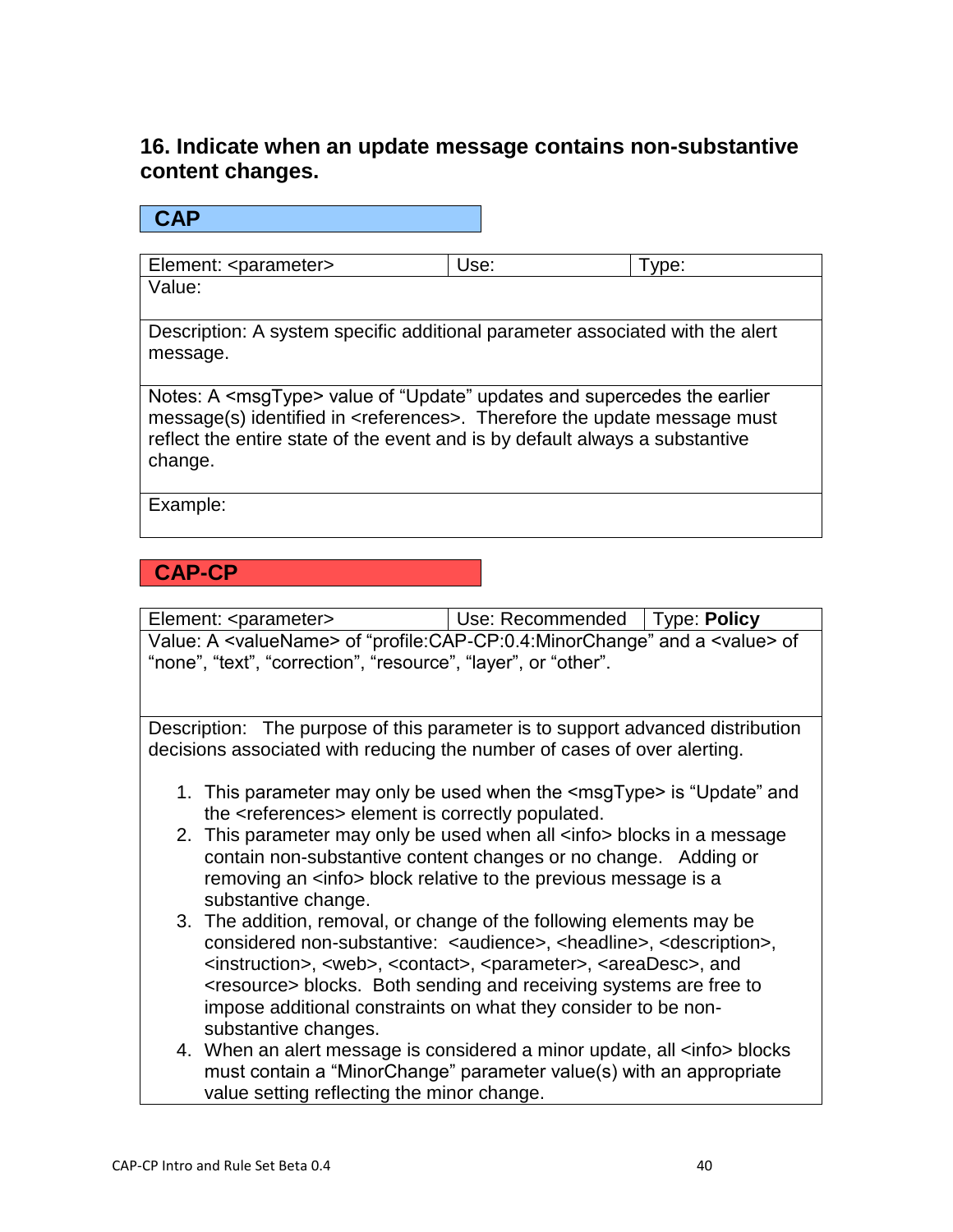## 16. Indicate when an update message contains non-substantive content changes.

### CAP

| Element: <parameter> | Use: | Type: |
|---|---|---|
| Value: | | |
| Description: A system specific additional parameter associated with the alert message. | | |
| Notes: A <msgType> value of "Update" updates and supercedes the earlier message(s) identified in <references>. Therefore the update message must reflect the entire state of the event and is by default always a substantive change. | | |
| Example: | | |

### CAP-CP

| Element: <parameter> | Use: Recommended | Type: **Policy** |
|---|---|---|
| Value: A <valueName> of "profile:CAP-CP:0.4:MinorChange" and a <value> of "none", "text", "correction", "resource", "layer", or "other". | | |
| Description: The purpose of this parameter is to support advanced distribution decisions associated with reducing the number of cases of over alerting.<br><br>1. This parameter may only be used when the <msgType> is "Update" and the <references> element is correctly populated.<br>2. This parameter may only be used when all <info> blocks in a message contain non-substantive content changes or no change. Adding or removing an <info> block relative to the previous message is a substantive change.<br>3. The addition, removal, or change of the following elements may be considered non-substantive: <audience>, <headline>, <description>, <instruction>, <web>, <contact>, <parameter>, <areaDesc>, and <resource> blocks. Both sending and receiving systems are free to impose additional constraints on what they consider to be non-substantive changes.<br>4. When an alert message is considered a minor update, all <info> blocks must contain a "MinorChange" parameter value(s) with an appropriate value setting reflecting the minor change. | | |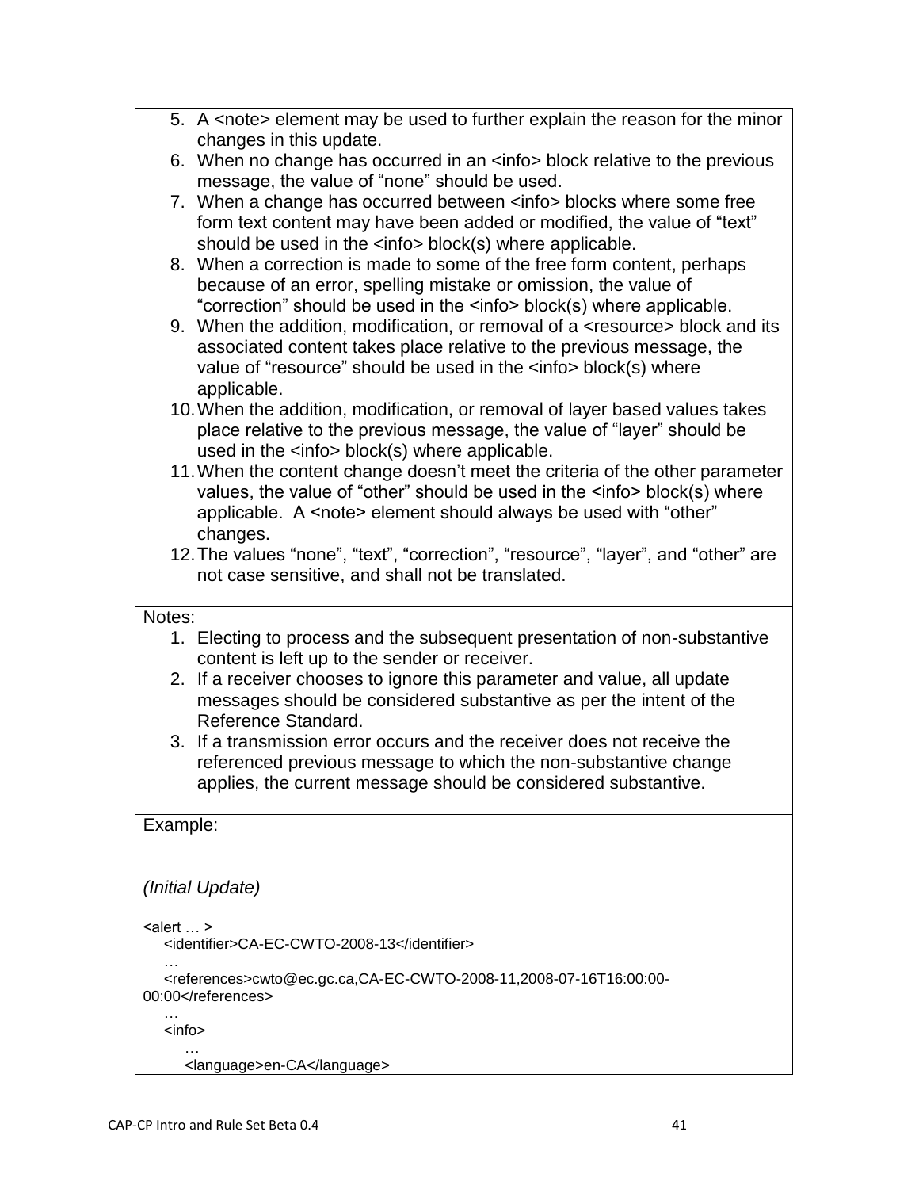5. A <note> element may be used to further explain the reason for the minor changes in this update.
6. When no change has occurred in an <info> block relative to the previous message, the value of "none" should be used.
7. When a change has occurred between <info> blocks where some free form text content may have been added or modified, the value of "text" should be used in the <info> block(s) where applicable.
8. When a correction is made to some of the free form content, perhaps because of an error, spelling mistake or omission, the value of "correction" should be used in the <info> block(s) where applicable.
9. When the addition, modification, or removal of a <resource> block and its associated content takes place relative to the previous message, the value of "resource" should be used in the <info> block(s) where applicable.
10. When the addition, modification, or removal of layer based values takes place relative to the previous message, the value of "layer" should be used in the <info> block(s) where applicable.
11. When the content change doesn't meet the criteria of the other parameter values, the value of "other" should be used in the <info> block(s) where applicable. A <note> element should always be used with "other" changes.
12. The values "none", "text", "correction", "resource", "layer", and "other" are not case sensitive, and shall not be translated.

Notes:

1. Electing to process and the subsequent presentation of non-substantive content is left up to the sender or receiver.
2. If a receiver chooses to ignore this parameter and value, all update messages should be considered substantive as per the intent of the Reference Standard.
3. If a transmission error occurs and the receiver does not receive the referenced previous message to which the non-substantive change applies, the current message should be considered substantive.

Example:

*(Initial Update)*

```
<alert … >
    <identifier>CA-EC-CWTO-2008-13</identifier>
    …
    <references>cwto@ec.gc.ca,CA-EC-CWTO-2008-11,2008-07-16T16:00:00-
00:00</references>
    …
    <info>
        …
        <language>en-CA</language>
```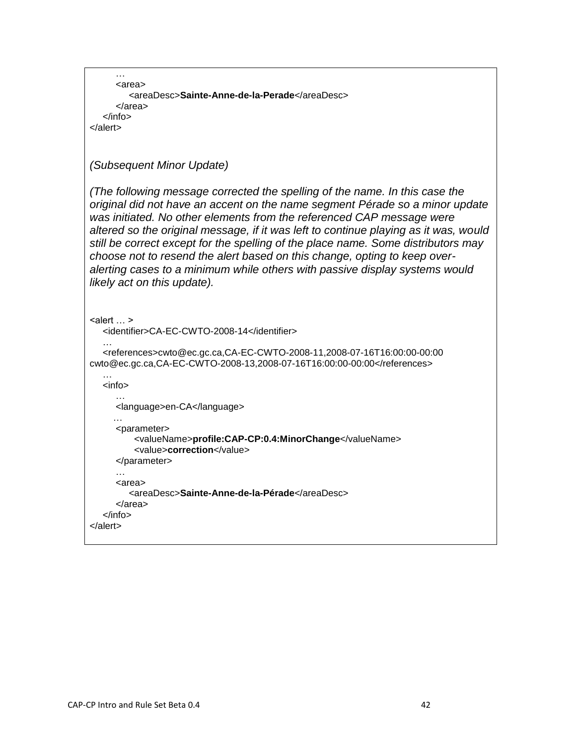```
        …
        <area>
            <areaDesc>Sainte-Anne-de-la-Perade</areaDesc>
        </area>
    </info>
</alert>
```

*(Subsequent Minor Update)*

*(The following message corrected the spelling of the name. In this case the original did not have an accent on the name segment Pérade so a minor update was initiated. No other elements from the referenced CAP message were altered so the original message, if it was left to continue playing as it was, would still be correct except for the spelling of the place name. Some distributors may choose not to resend the alert based on this change, opting to keep over-alerting cases to a minimum while others with passive display systems would likely act on this update).*

```
<alert … >
    <identifier>CA-EC-CWTO-2008-14</identifier>
    …
    <references>cwto@ec.gc.ca,CA-EC-CWTO-2008-11,2008-07-16T16:00:00-00:00
cwto@ec.gc.ca,CA-EC-CWTO-2008-13,2008-07-16T16:00:00-00:00</references>
    …
    <info>
        …
        <language>en-CA</language>
        …
        <parameter>
            <valueName>profile:CAP-CP:0.4:MinorChange</valueName>
            <value>correction</value>
        </parameter>
        …
        <area>
            <areaDesc>Sainte-Anne-de-la-Pérade</areaDesc>
        </area>
    </info>
</alert>
```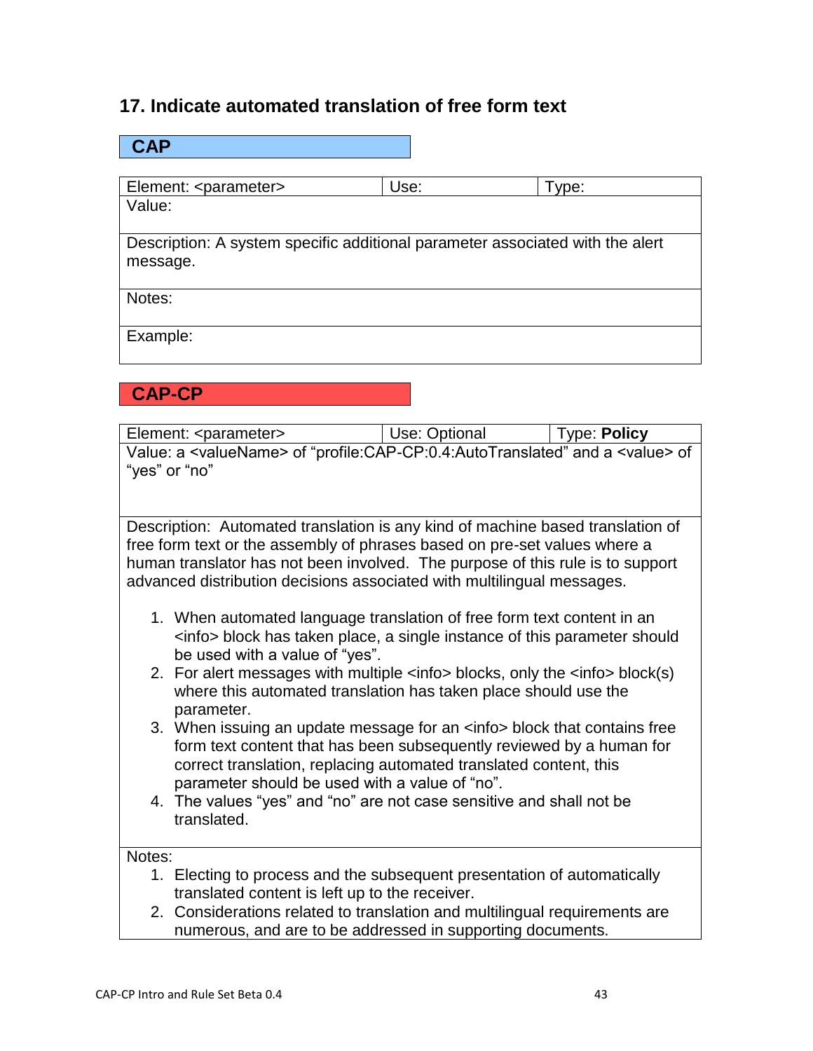## 17. Indicate automated translation of free form text

### CAP

| Element: <parameter> | Use: | Type: |
|---|---|---|
| Value: | | |
| Description: A system specific additional parameter associated with the alert message. | | |
| Notes: | | |
| Example: | | |

### CAP-CP

| Element: <parameter> | Use: Optional | Type: **Policy** |
|---|---|---|
| Value: a <valueName> of "profile:CAP-CP:0.4:AutoTranslated" and a <value> of "yes" or "no" | | |
| Description: Automated translation is any kind of machine based translation of free form text or the assembly of phrases based on pre-set values where a human translator has not been involved. The purpose of this rule is to support advanced distribution decisions associated with multilingual messages.<br><br>1. When automated language translation of free form text content in an <info> block has taken place, a single instance of this parameter should be used with a value of "yes".<br>2. For alert messages with multiple <info> blocks, only the <info> block(s) where this automated translation has taken place should use the parameter.<br>3. When issuing an update message for an <info> block that contains free form text content that has been subsequently reviewed by a human for correct translation, replacing automated translated content, this parameter should be used with a value of "no".<br>4. The values "yes" and "no" are not case sensitive and shall not be translated. | | |
| Notes:<br>1. Electing to process and the subsequent presentation of automatically translated content is left up to the receiver.<br>2. Considerations related to translation and multilingual requirements are numerous, and are to be addressed in supporting documents. | | |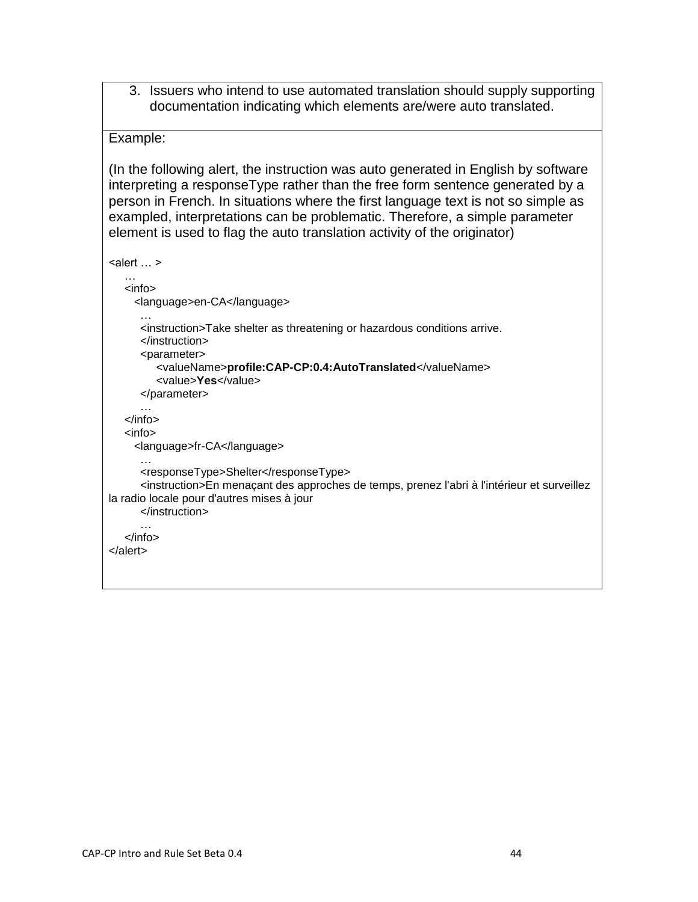3. Issuers who intend to use automated translation should supply supporting documentation indicating which elements are/were auto translated.

Example:

(In the following alert, the instruction was auto generated in English by software interpreting a responseType rather than the free form sentence generated by a person in French. In situations where the first language text is not so simple as exampled, interpretations can be problematic. Therefore, a simple parameter element is used to flag the auto translation activity of the originator)

```
<alert … >
    …
    <info>
      <language>en-CA</language>
        …
        <instruction>Take shelter as threatening or hazardous conditions arrive.
        </instruction>
        <parameter>
            <valueName>profile:CAP-CP:0.4:AutoTranslated</valueName>
            <value>Yes</value>
        </parameter>
        …
    </info>
    <info>
      <language>fr-CA</language>
        …
        <responseType>Shelter</responseType>
        <instruction>En menaçant des approches de temps, prenez l'abri à l'intérieur et surveillez
la radio locale pour d'autres mises à jour
        </instruction>
        …
    </info>
</alert>
```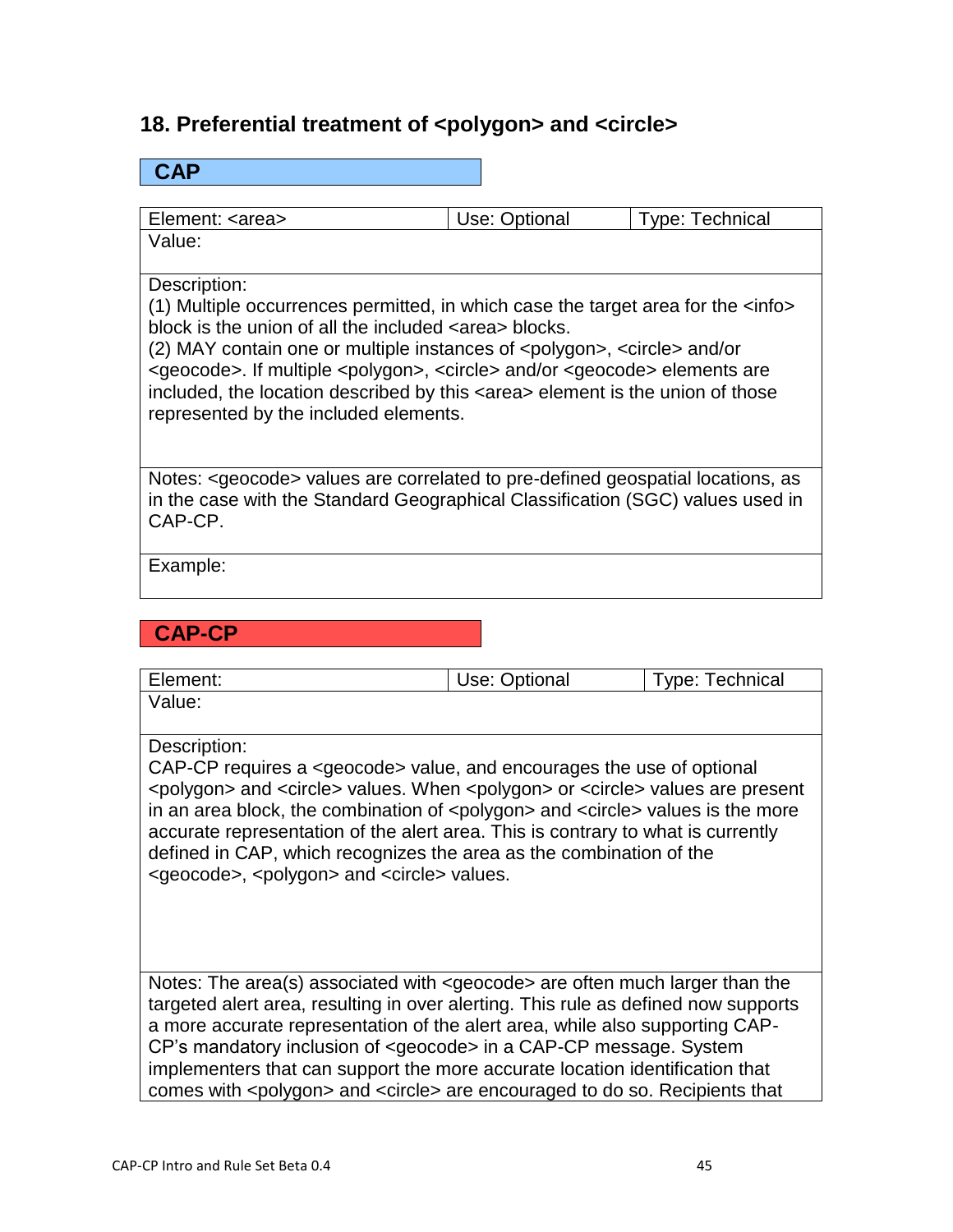## 18. Preferential treatment of <polygon> and <circle>

### CAP

| Element: <area> | Use: Optional | Type: Technical |
|---|---|---|
| Value: | | |
| Description:<br>(1) Multiple occurrences permitted, in which case the target area for the <info> block is the union of all the included <area> blocks.<br>(2) MAY contain one or multiple instances of <polygon>, <circle> and/or <geocode>. If multiple <polygon>, <circle> and/or <geocode> elements are included, the location described by this <area> element is the union of those represented by the included elements. | | |
| Notes: <geocode> values are correlated to pre-defined geospatial locations, as in the case with the Standard Geographical Classification (SGC) values used in CAP-CP. | | |
| Example: | | |

### CAP-CP

| Element: | Use: Optional | Type: Technical |
|---|---|---|
| Value: | | |
| Description:<br>CAP-CP requires a <geocode> value, and encourages the use of optional <polygon> and <circle> values. When <polygon> or <circle> values are present in an area block, the combination of <polygon> and <circle> values is the more accurate representation of the alert area. This is contrary to what is currently defined in CAP, which recognizes the area as the combination of the <geocode>, <polygon> and <circle> values. | | |
| Notes: The area(s) associated with <geocode> are often much larger than the targeted alert area, resulting in over alerting. This rule as defined now supports a more accurate representation of the alert area, while also supporting CAP-CP's mandatory inclusion of <geocode> in a CAP-CP message. System implementers that can support the more accurate location identification that comes with <polygon> and <circle> are encouraged to do so. Recipients that | | |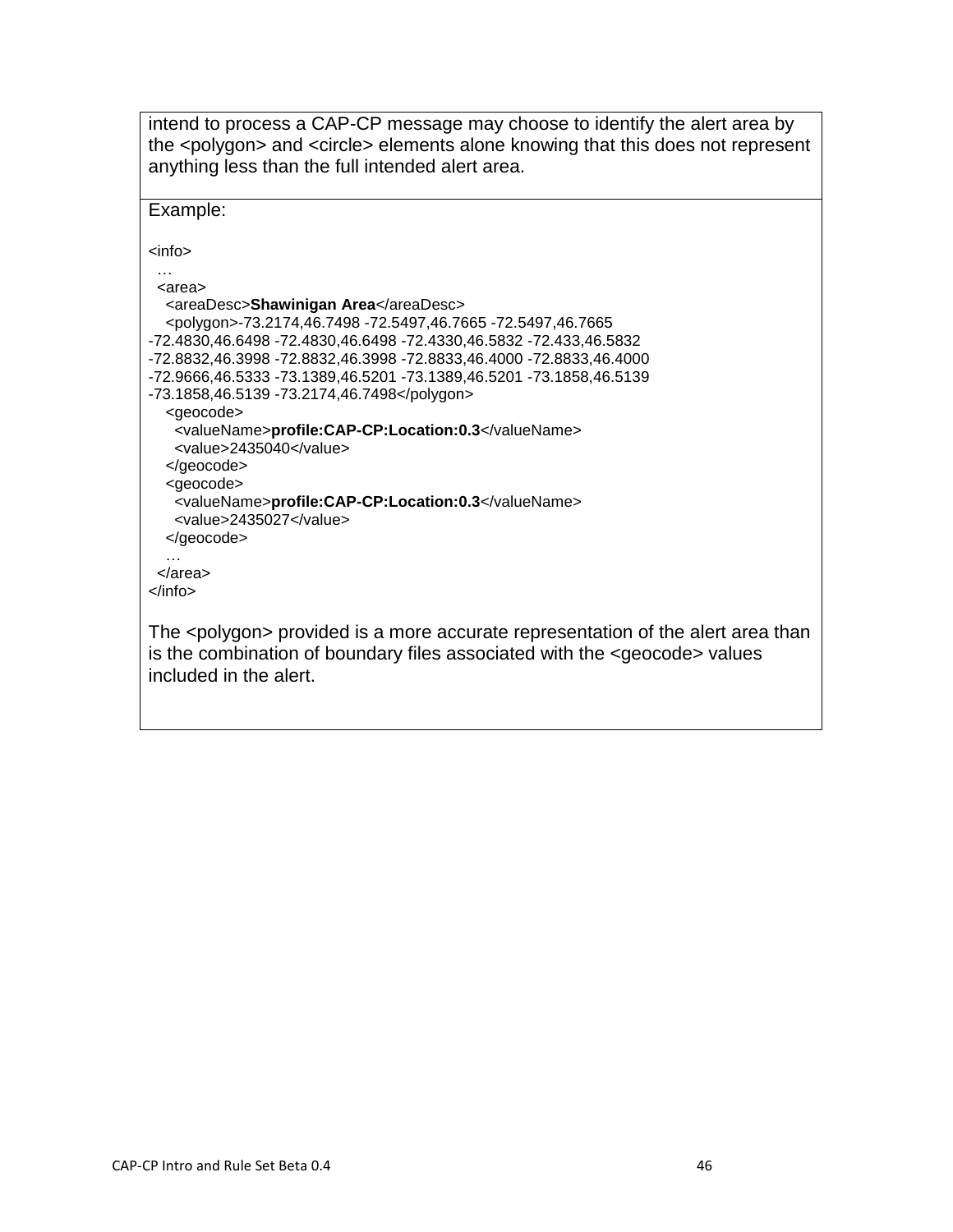intend to process a CAP-CP message may choose to identify the alert area by the <polygon> and <circle> elements alone knowing that this does not represent anything less than the full intended alert area.

Example:

```
<info>
  …
  <area>
    <areaDesc>Shawinigan Area</areaDesc>
    <polygon>-73.2174,46.7498 -72.5497,46.7665 -72.5497,46.7665
-72.4830,46.6498 -72.4830,46.6498 -72.4330,46.5832 -72.433,46.5832
-72.8832,46.3998 -72.8832,46.3998 -72.8833,46.4000 -72.8833,46.4000
-72.9666,46.5333 -73.1389,46.5201 -73.1389,46.5201 -73.1858,46.5139
-73.1858,46.5139 -73.2174,46.7498</polygon>
    <geocode>
      <valueName>profile:CAP-CP:Location:0.3</valueName>
      <value>2435040</value>
    </geocode>
    <geocode>
      <valueName>profile:CAP-CP:Location:0.3</valueName>
      <value>2435027</value>
    </geocode>
    …
  </area>
</info>
```

The <polygon> provided is a more accurate representation of the alert area than is the combination of boundary files associated with the <geocode> values included in the alert.